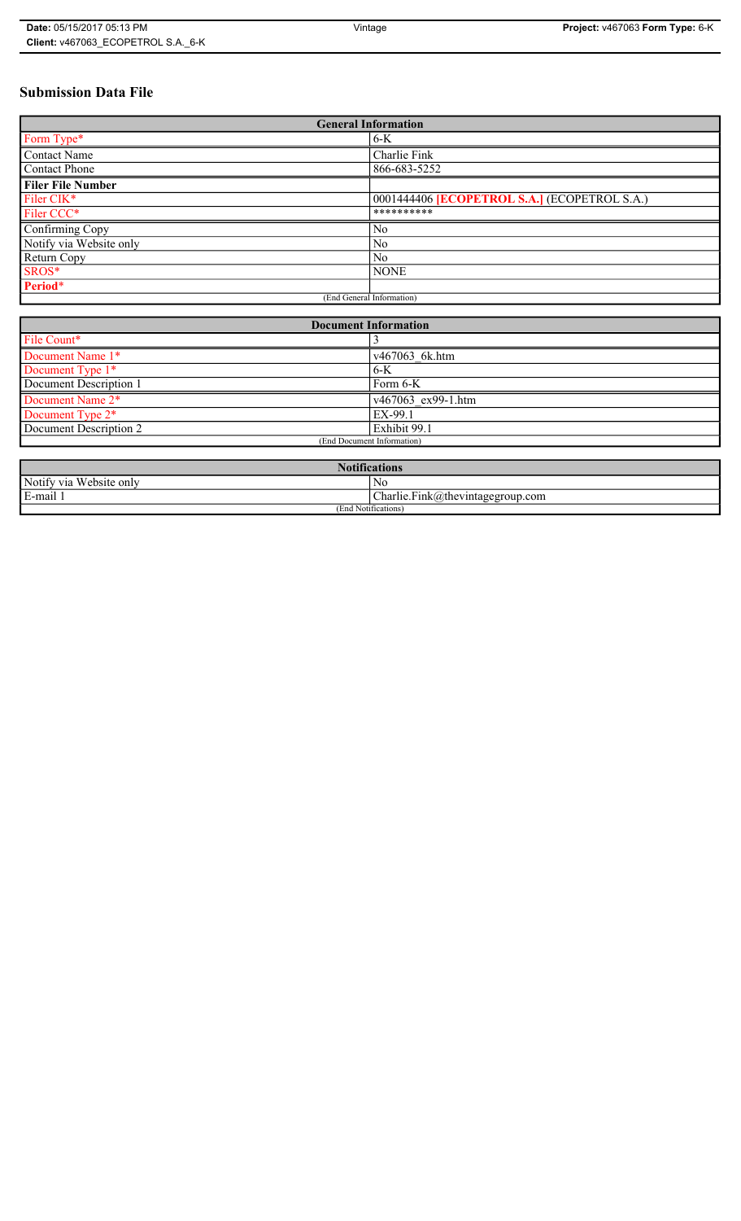# Submission Data File

| General Information | |
|---|---|
| Form Type* | 6-K |
| Contact Name | Charlie Fink |
| Contact Phone | 866-683-5252 |
| **Filer File Number** | |
| Filer CIK* | 0001444406 **[ECOPETROL S.A.]** (ECOPETROL S.A.) |
| Filer CCC* | ********** |
| Confirming Copy | No |
| Notify via Website only | No |
| Return Copy | No |
| SROS* | NONE |
| **Period*** | |
| (End General Information) | |

| Document Information | |
|---|---|
| File Count* | 3 |
| Document Name 1* | v467063_6k.htm |
| Document Type 1* | 6-K |
| Document Description 1 | Form 6-K |
| Document Name 2* | v467063_ex99-1.htm |
| Document Type 2* | EX-99.1 |
| Document Description 2 | Exhibit 99.1 |
| (End Document Information) | |

| Notifications | |
|---|---|
| Notify via Website only | No |
| E-mail 1 | Charlie.Fink@thevintagegroup.com |
| (End Notifications) | |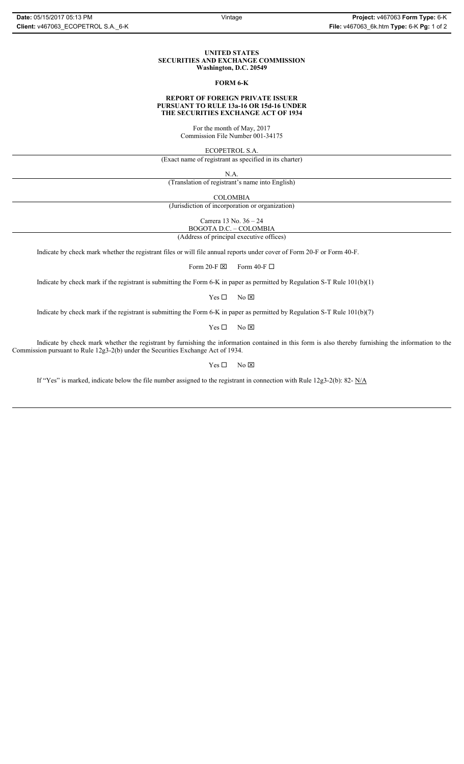**UNITED STATES**
**SECURITIES AND EXCHANGE COMMISSION**
**Washington, D.C. 20549**

**FORM 6-K**

**REPORT OF FOREIGN PRIVATE ISSUER**
**PURSUANT TO RULE 13a-16 OR 15d-16 UNDER**
**THE SECURITIES EXCHANGE ACT OF 1934**

For the month of May, 2017
Commission File Number 001-34175

ECOPETROL S.A.
(Exact name of registrant as specified in its charter)

N.A.
(Translation of registrant's name into English)

COLOMBIA
(Jurisdiction of incorporation or organization)

Carrera 13 No. 36 – 24
BOGOTA D.C. – COLOMBIA
(Address of principal executive offices)

Indicate by check mark whether the registrant files or will file annual reports under cover of Form 20-F or Form 40-F.

Form 20-F ☒ Form 40-F ☐

Indicate by check mark if the registrant is submitting the Form 6-K in paper as permitted by Regulation S-T Rule 101(b)(1)

Yes ☐ No ☒

Indicate by check mark if the registrant is submitting the Form 6-K in paper as permitted by Regulation S-T Rule 101(b)(7)

Yes ☐ No ☒

Indicate by check mark whether the registrant by furnishing the information contained in this form is also thereby furnishing the information to the Commission pursuant to Rule 12g3-2(b) under the Securities Exchange Act of 1934.

Yes ☐ No ☒

If "Yes" is marked, indicate below the file number assigned to the registrant in connection with Rule 12g3-2(b): 82- N/A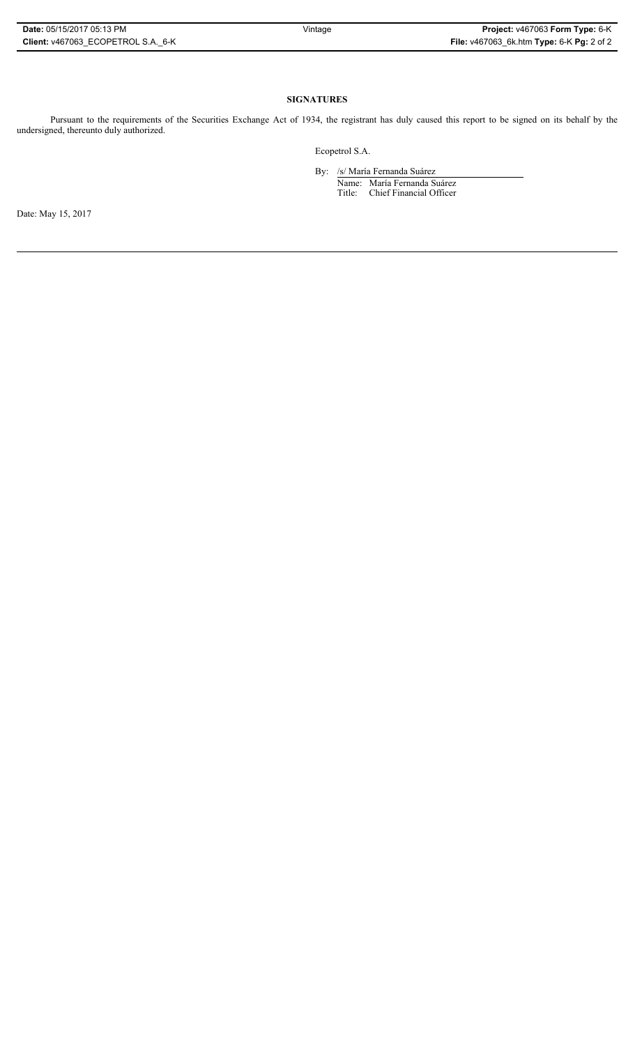**SIGNATURES**

Pursuant to the requirements of the Securities Exchange Act of 1934, the registrant has duly caused this report to be signed on its behalf by the undersigned, thereunto duly authorized.

Ecopetrol S.A.

By: /s/ María Fernanda Suárez
Name: María Fernanda Suárez
Title: Chief Financial Officer

Date: May 15, 2017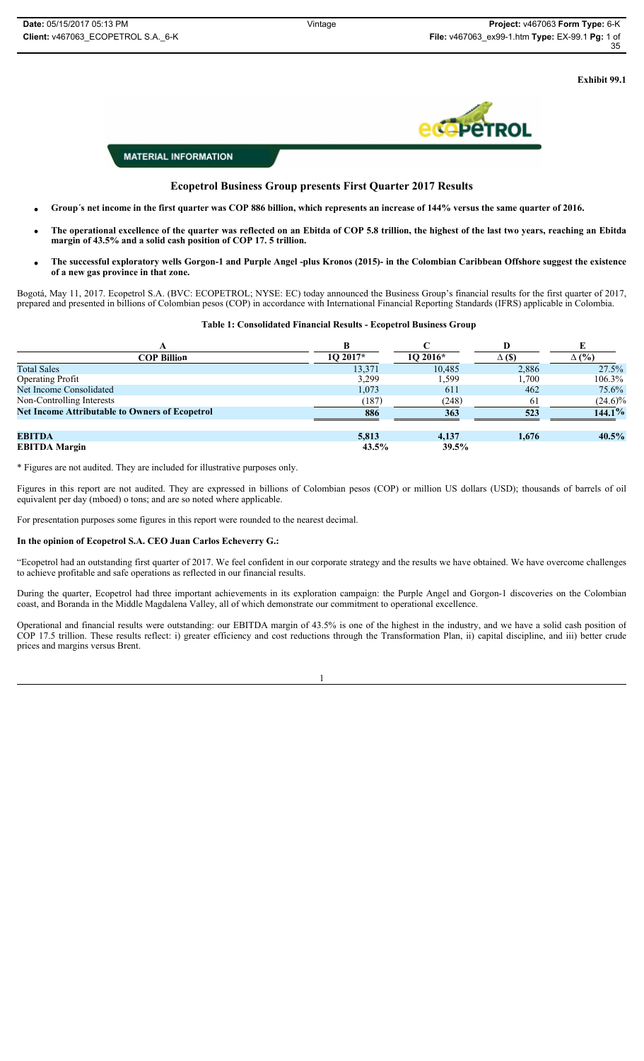**Exhibit 99.1**

**MATERIAL INFORMATION**

## Ecopetrol Business Group presents First Quarter 2017 Results

- **Group´s net income in the first quarter was COP 886 billion, which represents an increase of 144% versus the same quarter of 2016.**
- **The operational excellence of the quarter was reflected on an Ebitda of COP 5.8 trillion, the highest of the last two years, reaching an Ebitda margin of 43.5% and a solid cash position of COP 17. 5 trillion.**
- **The successful exploratory wells Gorgon-1 and Purple Angel -plus Kronos (2015)- in the Colombian Caribbean Offshore suggest the existence of a new gas province in that zone.**

Bogotá, May 11, 2017. Ecopetrol S.A. (BVC: ECOPETROL; NYSE: EC) today announced the Business Group's financial results for the first quarter of 2017, prepared and presented in billions of Colombian pesos (COP) in accordance with International Financial Reporting Standards (IFRS) applicable in Colombia.

**Table 1: Consolidated Financial Results - Ecopetrol Business Group**

| A | B | C | D | E |
|---|---|---|---|---|
| **COP Billion** | **1Q 2017*** | **1Q 2016*** | **Δ ($)** | **Δ (%)** |
| Total Sales | 13,371 | 10,485 | 2,886 | 27.5% |
| Operating Profit | 3,299 | 1,599 | 1,700 | 106.3% |
| Net Income Consolidated | 1,073 | 611 | 462 | 75.6% |
| Non-Controlling Interests | (187) | (248) | 61 | (24.6)% |
| **Net Income Attributable to Owners of Ecopetrol** | **886** | **363** | **523** | **144.1%** |
| | | | | |
| **EBITDA** | **5,813** | **4,137** | **1,676** | **40.5%** |
| **EBITDA Margin** | **43.5%** | **39.5%** | | |

\* Figures are not audited. They are included for illustrative purposes only.

Figures in this report are not audited. They are expressed in billions of Colombian pesos (COP) or million US dollars (USD); thousands of barrels of oil equivalent per day (mboed) o tons; and are so noted where applicable.

For presentation purposes some figures in this report were rounded to the nearest decimal.

**In the opinion of Ecopetrol S.A. CEO Juan Carlos Echeverry G.:**

"Ecopetrol had an outstanding first quarter of 2017. We feel confident in our corporate strategy and the results we have obtained. We have overcome challenges to achieve profitable and safe operations as reflected in our financial results.

During the quarter, Ecopetrol had three important achievements in its exploration campaign: the Purple Angel and Gorgon-1 discoveries on the Colombian coast, and Boranda in the Middle Magdalena Valley, all of which demonstrate our commitment to operational excellence.

Operational and financial results were outstanding: our EBITDA margin of 43.5% is one of the highest in the industry, and we have a solid cash position of COP 17.5 trillion. These results reflect: i) greater efficiency and cost reductions through the Transformation Plan, ii) capital discipline, and iii) better crude prices and margins versus Brent.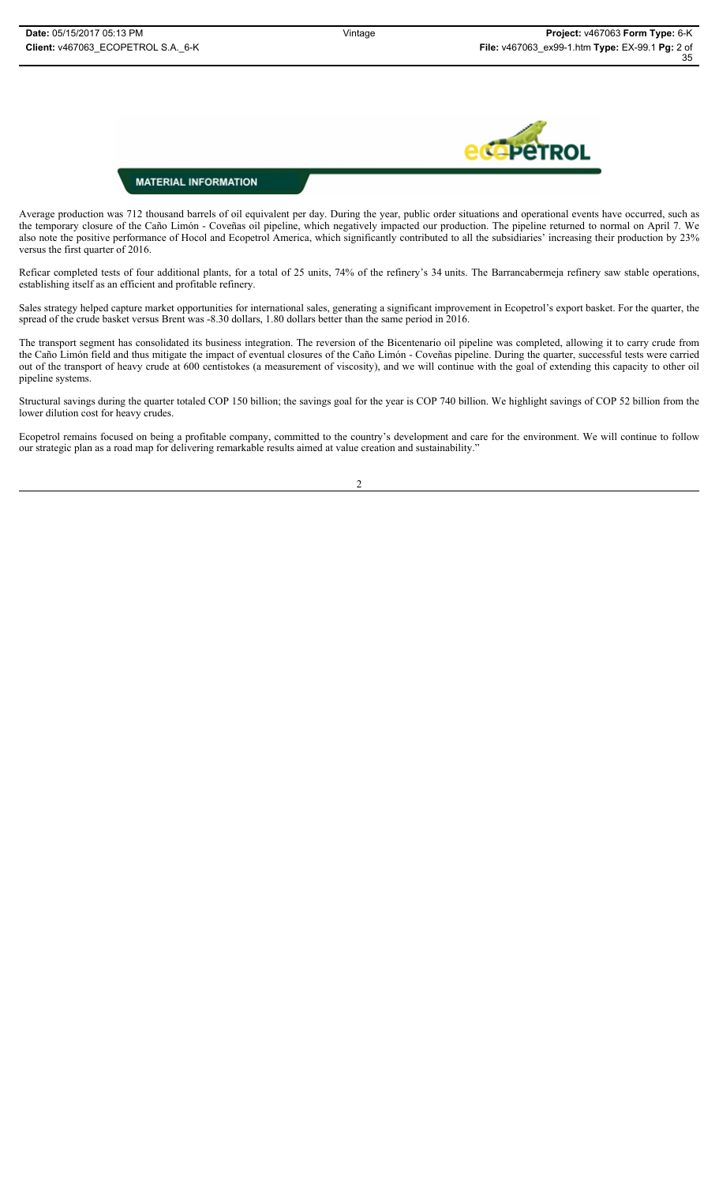**MATERIAL INFORMATION**

Average production was 712 thousand barrels of oil equivalent per day. During the year, public order situations and operational events have occurred, such as the temporary closure of the Caño Limón - Coveñas oil pipeline, which negatively impacted our production. The pipeline returned to normal on April 7. We also note the positive performance of Hocol and Ecopetrol America, which significantly contributed to all the subsidiaries' increasing their production by 23% versus the first quarter of 2016.

Reficar completed tests of four additional plants, for a total of 25 units, 74% of the refinery's 34 units. The Barrancabermeja refinery saw stable operations, establishing itself as an efficient and profitable refinery.

Sales strategy helped capture market opportunities for international sales, generating a significant improvement in Ecopetrol's export basket. For the quarter, the spread of the crude basket versus Brent was -8.30 dollars, 1.80 dollars better than the same period in 2016.

The transport segment has consolidated its business integration. The reversion of the Bicentenario oil pipeline was completed, allowing it to carry crude from the Caño Limón field and thus mitigate the impact of eventual closures of the Caño Limón - Coveñas pipeline. During the quarter, successful tests were carried out of the transport of heavy crude at 600 centistokes (a measurement of viscosity), and we will continue with the goal of extending this capacity to other oil pipeline systems.

Structural savings during the quarter totaled COP 150 billion; the savings goal for the year is COP 740 billion. We highlight savings of COP 52 billion from the lower dilution cost for heavy crudes.

Ecopetrol remains focused on being a profitable company, committed to the country's development and care for the environment. We will continue to follow our strategic plan as a road map for delivering remarkable results aimed at value creation and sustainability."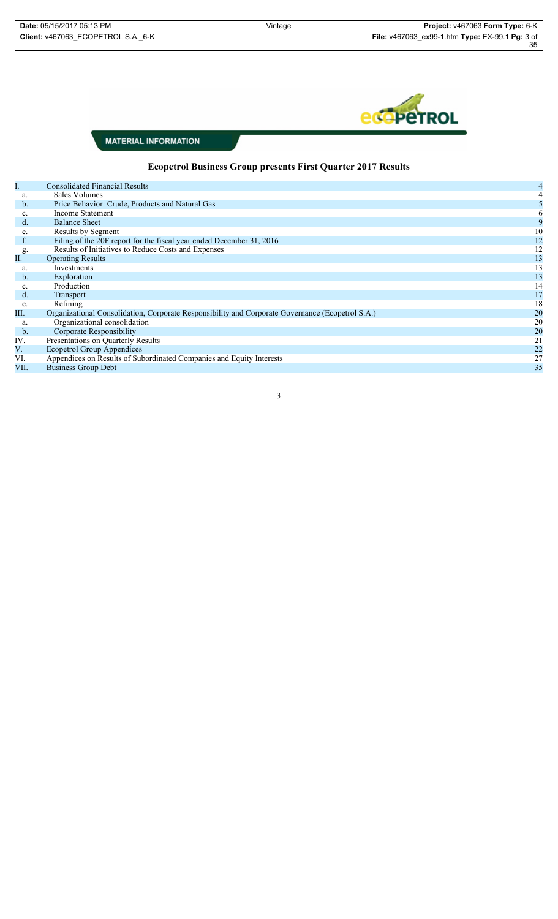**MATERIAL INFORMATION**

## Ecopetrol Business Group presents First Quarter 2017 Results

| | | |
|---|---|---|
| I. | Consolidated Financial Results | 4 |
| a. | Sales Volumes | 4 |
| b. | Price Behavior: Crude, Products and Natural Gas | 5 |
| c. | Income Statement | 6 |
| d. | Balance Sheet | 9 |
| e. | Results by Segment | 10 |
| f. | Filing of the 20F report for the fiscal year ended December 31, 2016 | 12 |
| g. | Results of Initiatives to Reduce Costs and Expenses | 12 |
| II. | Operating Results | 13 |
| a. | Investments | 13 |
| b. | Exploration | 13 |
| c. | Production | 14 |
| d. | Transport | 17 |
| e. | Refining | 18 |
| III. | Organizational Consolidation, Corporate Responsibility and Corporate Governance (Ecopetrol S.A.) | 20 |
| a. | Organizational consolidation | 20 |
| b. | Corporate Responsibility | 20 |
| IV. | Presentations on Quarterly Results | 21 |
| V. | Ecopetrol Group Appendices | 22 |
| VI. | Appendices on Results of Subordinated Companies and Equity Interests | 27 |
| VII. | Business Group Debt | 35 |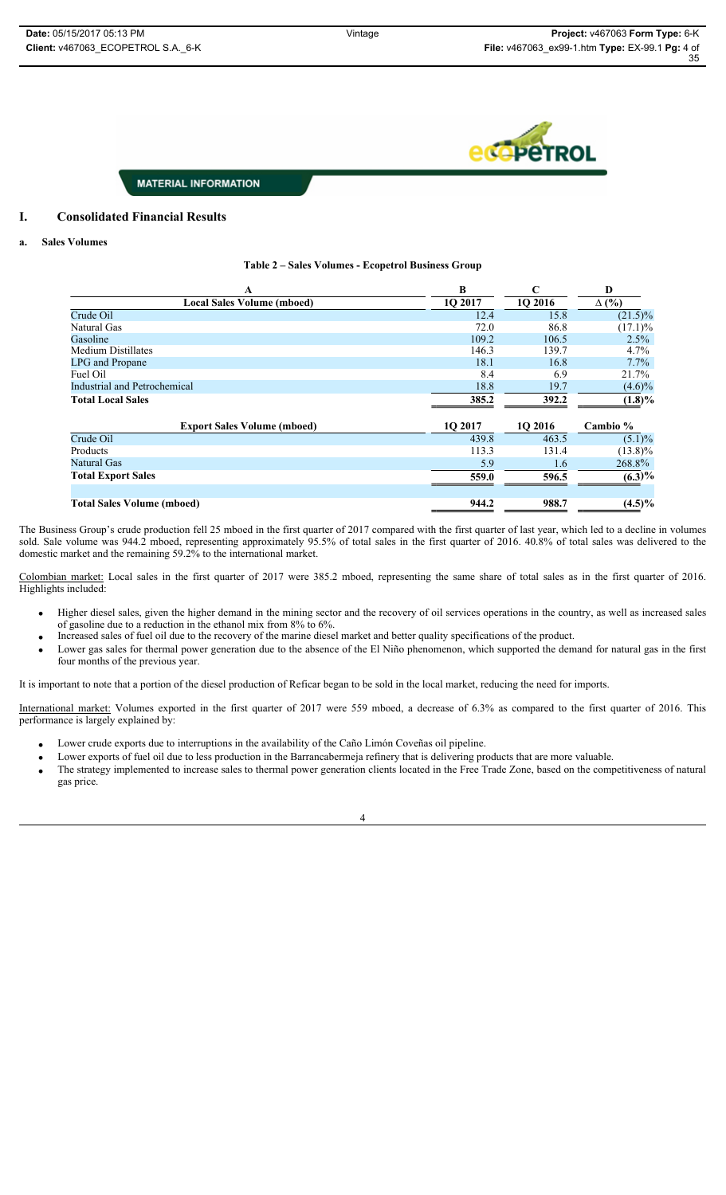MATERIAL INFORMATION

# I. Consolidated Financial Results

## a. Sales Volumes

**Table 2 – Sales Volumes - Ecopetrol Business Group**

| A | B | C | D |
|---|---|---|---|
| **Local Sales Volume (mboed)** | **1Q 2017** | **1Q 2016** | **Δ (%)** |
| Crude Oil | 12.4 | 15.8 | (21.5)% |
| Natural Gas | 72.0 | 86.8 | (17.1)% |
| Gasoline | 109.2 | 106.5 | 2.5% |
| Medium Distillates | 146.3 | 139.7 | 4.7% |
| LPG and Propane | 18.1 | 16.8 | 7.7% |
| Fuel Oil | 8.4 | 6.9 | 21.7% |
| Industrial and Petrochemical | 18.8 | 19.7 | (4.6)% |
| **Total Local Sales** | **385.2** | **392.2** | **(1.8)%** |
| **Export Sales Volume (mboed)** | **1Q 2017** | **1Q 2016** | **Cambio %** |
| Crude Oil | 439.8 | 463.5 | (5.1)% |
| Products | 113.3 | 131.4 | (13.8)% |
| Natural Gas | 5.9 | 1.6 | 268.8% |
| **Total Export Sales** | **559.0** | **596.5** | **(6.3)%** |
| **Total Sales Volume (mboed)** | **944.2** | **988.7** | **(4.5)%** |

The Business Group's crude production fell 25 mboed in the first quarter of 2017 compared with the first quarter of last year, which led to a decline in volumes sold. Sale volume was 944.2 mboed, representing approximately 95.5% of total sales in the first quarter of 2016. 40.8% of total sales was delivered to the domestic market and the remaining 59.2% to the international market.

Colombian market: Local sales in the first quarter of 2017 were 385.2 mboed, representing the same share of total sales as in the first quarter of 2016. Highlights included:

- Higher diesel sales, given the higher demand in the mining sector and the recovery of oil services operations in the country, as well as increased sales of gasoline due to a reduction in the ethanol mix from 8% to 6%.
- Increased sales of fuel oil due to the recovery of the marine diesel market and better quality specifications of the product.
- Lower gas sales for thermal power generation due to the absence of the El Niño phenomenon, which supported the demand for natural gas in the first four months of the previous year.

It is important to note that a portion of the diesel production of Reficar began to be sold in the local market, reducing the need for imports.

International market: Volumes exported in the first quarter of 2017 were 559 mboed, a decrease of 6.3% as compared to the first quarter of 2016. This performance is largely explained by:

- Lower crude exports due to interruptions in the availability of the Caño Limón Coveñas oil pipeline.
- Lower exports of fuel oil due to less production in the Barrancabermeja refinery that is delivering products that are more valuable.
- The strategy implemented to increase sales to thermal power generation clients located in the Free Trade Zone, based on the competitiveness of natural gas price.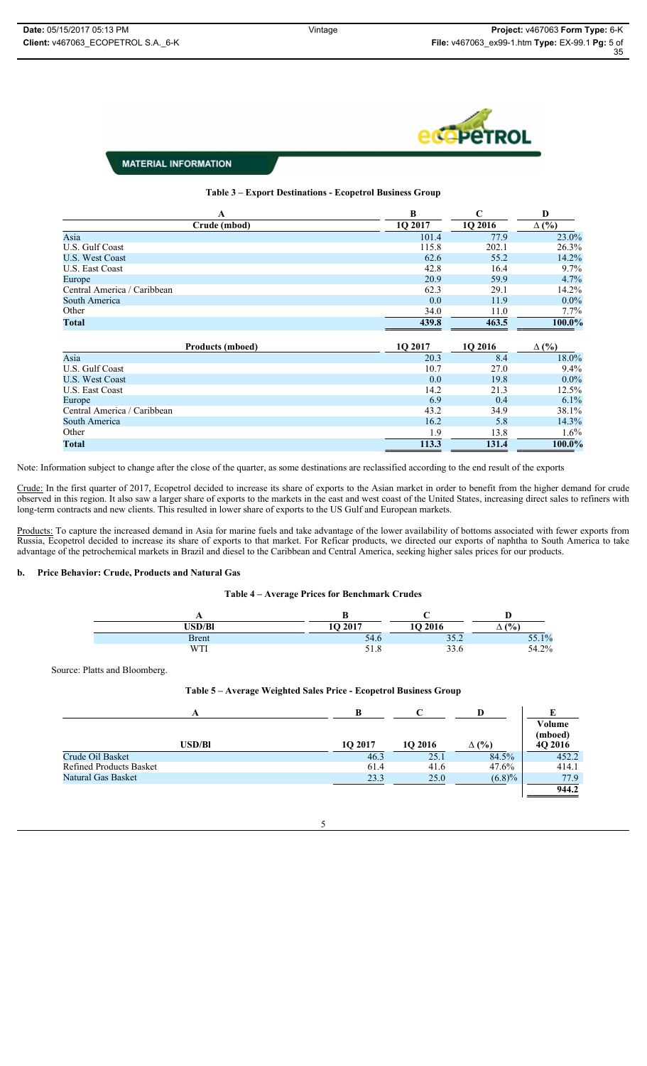**MATERIAL INFORMATION**

**Table 3 – Export Destinations - Ecopetrol Business Group**

| A | B | C | D |
|---|---|---|---|
| **Crude (mbod)** | **1Q 2017** | **1Q 2016** | **Δ (%)** |
| Asia | 101.4 | 77.9 | 23.0% |
| U.S. Gulf Coast | 115.8 | 202.1 | 26.3% |
| U.S. West Coast | 62.6 | 55.2 | 14.2% |
| U.S. East Coast | 42.8 | 16.4 | 9.7% |
| Europe | 20.9 | 59.9 | 4.7% |
| Central America / Caribbean | 62.3 | 29.1 | 14.2% |
| South America | 0.0 | 11.9 | 0.0% |
| Other | 34.0 | 11.0 | 7.7% |
| **Total** | **439.8** | **463.5** | **100.0%** |
| **Products (mboed)** | **1Q 2017** | **1Q 2016** | **Δ (%)** |
| Asia | 20.3 | 8.4 | 18.0% |
| U.S. Gulf Coast | 10.7 | 27.0 | 9.4% |
| U.S. West Coast | 0.0 | 19.8 | 0.0% |
| U.S. East Coast | 14.2 | 21.3 | 12.5% |
| Europe | 6.9 | 0.4 | 6.1% |
| Central America / Caribbean | 43.2 | 34.9 | 38.1% |
| South America | 16.2 | 5.8 | 14.3% |
| Other | 1.9 | 13.8 | 1.6% |
| **Total** | **113.3** | **131.4** | **100.0%** |

Note: Information subject to change after the close of the quarter, as some destinations are reclassified according to the end result of the exports

Crude: In the first quarter of 2017, Ecopetrol decided to increase its share of exports to the Asian market in order to benefit from the higher demand for crude observed in this region. It also saw a larger share of exports to the markets in the east and west coast of the United States, increasing direct sales to refiners with long-term contracts and new clients. This resulted in lower share of exports to the US Gulf and European markets.

Products: To capture the increased demand in Asia for marine fuels and take advantage of the lower availability of bottoms associated with fewer exports from Russia, Ecopetrol decided to increase its share of exports to that market. For Reficar products, we directed our exports of naphtha to South America to take advantage of the petrochemical markets in Brazil and diesel to the Caribbean and Central America, seeking higher sales prices for our products.

### b. Price Behavior: Crude, Products and Natural Gas

**Table 4 – Average Prices for Benchmark Crudes**

| A | B | C | D |
|---|---|---|---|
| **USD/Bl** | **1Q 2017** | **1Q 2016** | **Δ (%)** |
| Brent | 54.6 | 35.2 | 55.1% |
| WTI | 51.8 | 33.6 | 54.2% |

Source: Platts and Bloomberg.

**Table 5 – Average Weighted Sales Price - Ecopetrol Business Group**

| A | B | C | D | E |
|---|---|---|---|---|
| **USD/Bl** | **1Q 2017** | **1Q 2016** | **Δ (%)** | **Volume (mboed) 4Q 2016** |
| Crude Oil Basket | 46.3 | 25.1 | 84.5% | 452.2 |
| Refined Products Basket | 61.4 | 41.6 | 47.6% | 414.1 |
| Natural Gas Basket | 23.3 | 25.0 | (6.8)% | 77.9 |
| | | | | **944.2** |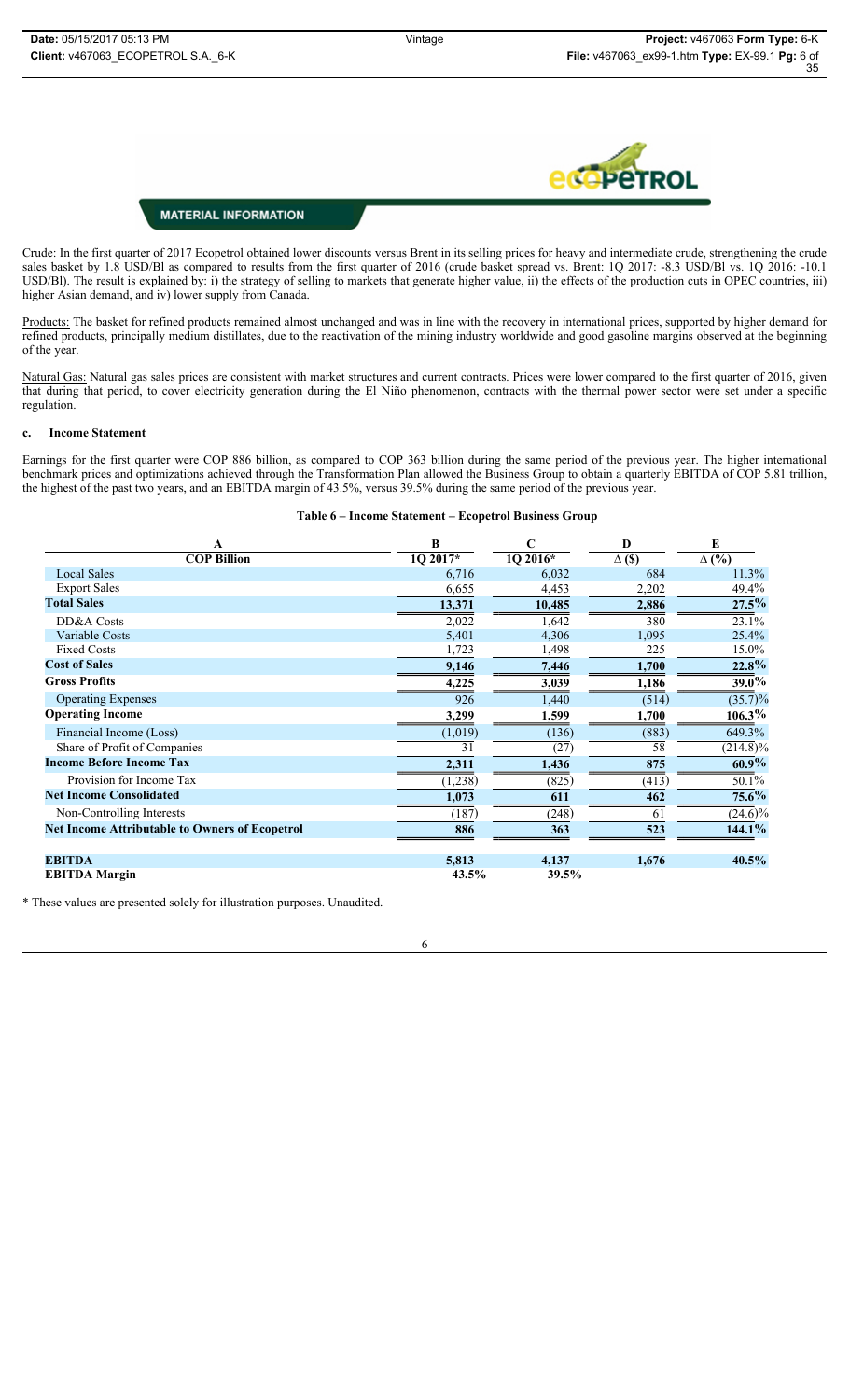**MATERIAL INFORMATION**

Crude: In the first quarter of 2017 Ecopetrol obtained lower discounts versus Brent in its selling prices for heavy and intermediate crude, strengthening the crude sales basket by 1.8 USD/Bl as compared to results from the first quarter of 2016 (crude basket spread vs. Brent: 1Q 2017: -8.3 USD/Bl vs. 1Q 2016: -10.1 USD/Bl). The result is explained by: i) the strategy of selling to markets that generate higher value, ii) the effects of the production cuts in OPEC countries, iii) higher Asian demand, and iv) lower supply from Canada.

Products: The basket for refined products remained almost unchanged and was in line with the recovery in international prices, supported by higher demand for refined products, principally medium distillates, due to the reactivation of the mining industry worldwide and good gasoline margins observed at the beginning of the year.

Natural Gas: Natural gas sales prices are consistent with market structures and current contracts. Prices were lower compared to the first quarter of 2016, given that during that period, to cover electricity generation during the El Niño phenomenon, contracts with the thermal power sector were set under a specific regulation.

### c. Income Statement

Earnings for the first quarter were COP 886 billion, as compared to COP 363 billion during the same period of the previous year. The higher international benchmark prices and optimizations achieved through the Transformation Plan allowed the Business Group to obtain a quarterly EBITDA of COP 5.81 trillion, the highest of the past two years, and an EBITDA margin of 43.5%, versus 39.5% during the same period of the previous year.

**Table 6 – Income Statement – Ecopetrol Business Group**

| A | B | C | D | E |
|---|---|---|---|---|
| **COP Billion** | **1Q 2017*** | **1Q 2016*** | **Δ ($)** | **Δ (%)** |
| Local Sales | 6,716 | 6,032 | 684 | 11.3% |
| Export Sales | 6,655 | 4,453 | 2,202 | 49.4% |
| **Total Sales** | **13,371** | **10,485** | **2,886** | **27.5%** |
| DD&A Costs | 2,022 | 1,642 | 380 | 23.1% |
| Variable Costs | 5,401 | 4,306 | 1,095 | 25.4% |
| Fixed Costs | 1,723 | 1,498 | 225 | 15.0% |
| **Cost of Sales** | **9,146** | **7,446** | **1,700** | **22.8%** |
| **Gross Profits** | **4,225** | **3,039** | **1,186** | **39.0%** |
| Operating Expenses | 926 | 1,440 | (514) | (35.7)% |
| **Operating Income** | **3,299** | **1,599** | **1,700** | **106.3%** |
| Financial Income (Loss) | (1,019) | (136) | (883) | 649.3% |
| Share of Profit of Companies | 31 | (27) | 58 | (214.8)% |
| **Income Before Income Tax** | **2,311** | **1,436** | **875** | **60.9%** |
| Provision for Income Tax | (1,238) | (825) | (413) | 50.1% |
| **Net Income Consolidated** | **1,073** | **611** | **462** | **75.6%** |
| Non-Controlling Interests | (187) | (248) | 61 | (24.6)% |
| **Net Income Attributable to Owners of Ecopetrol** | **886** | **363** | **523** | **144.1%** |
| **EBITDA** | **5,813** | **4,137** | **1,676** | **40.5%** |
| **EBITDA Margin** | **43.5%** | **39.5%** | | |

\* These values are presented solely for illustration purposes. Unaudited.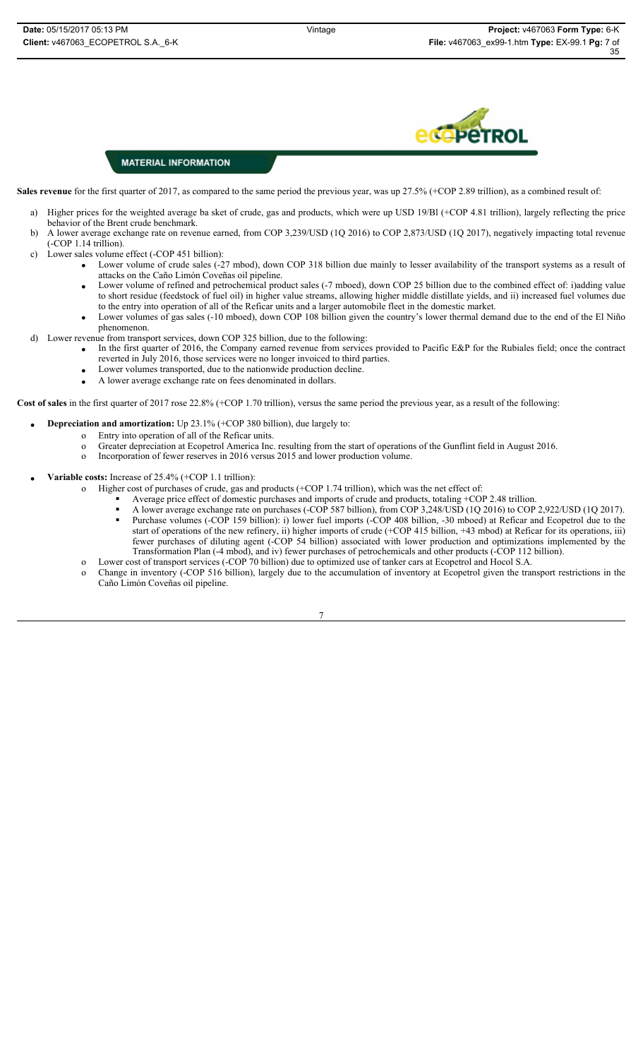**MATERIAL INFORMATION**

**Sales revenue** for the first quarter of 2017, as compared to the same period the previous year, was up 27.5% (+COP 2.89 trillion), as a combined result of:

a) Higher prices for the weighted average ba sket of crude, gas and products, which were up USD 19/Bl (+COP 4.81 trillion), largely reflecting the price behavior of the Brent crude benchmark.

b) A lower average exchange rate on revenue earned, from COP 3,239/USD (1Q 2016) to COP 2,873/USD (1Q 2017), negatively impacting total revenue (-COP 1.14 trillion).

c) Lower sales volume effect (-COP 451 billion):
   - Lower volume of crude sales (-27 mbod), down COP 318 billion due mainly to lesser availability of the transport systems as a result of attacks on the Caño Limón Coveñas oil pipeline.
   - Lower volume of refined and petrochemical product sales (-7 mboed), down COP 25 billion due to the combined effect of: i)adding value to short residue (feedstock of fuel oil) in higher value streams, allowing higher middle distillate yields, and ii) increased fuel volumes due to the entry into operation of all of the Reficar units and a larger automobile fleet in the domestic market.
   - Lower volumes of gas sales (-10 mboed), down COP 108 billion given the country's lower thermal demand due to the end of the El Niño phenomenon.

d) Lower revenue from transport services, down COP 325 billion, due to the following:
   - In the first quarter of 2016, the Company earned revenue from services provided to Pacific E&P for the Rubiales field; once the contract reverted in July 2016, those services were no longer invoiced to third parties.
   - Lower volumes transported, due to the nationwide production decline.
   - A lower average exchange rate on fees denominated in dollars.

**Cost of sales** in the first quarter of 2017 rose 22.8% (+COP 1.70 trillion), versus the same period the previous year, as a result of the following:

- **Depreciation and amortization:** Up 23.1% (+COP 380 billion), due largely to:
  - Entry into operation of all of the Reficar units.
  - Greater depreciation at Ecopetrol America Inc. resulting from the start of operations of the Gunflint field in August 2016.
  - Incorporation of fewer reserves in 2016 versus 2015 and lower production volume.

- **Variable costs:** Increase of 25.4% (+COP 1.1 trillion):
  - Higher cost of purchases of crude, gas and products (+COP 1.74 trillion), which was the net effect of:
    - Average price effect of domestic purchases and imports of crude and products, totaling +COP 2.48 trillion.
    - A lower average exchange rate on purchases (-COP 587 billion), from COP 3,248/USD (1Q 2016) to COP 2,922/USD (1Q 2017).
    - Purchase volumes (-COP 159 billion): i) lower fuel imports (-COP 408 billion, -30 mboed) at Reficar and Ecopetrol due to the start of operations of the new refinery, ii) higher imports of crude (+COP 415 billion, +43 mbod) at Reficar for its operations, iii) fewer purchases of diluting agent (-COP 54 billion) associated with lower production and optimizations implemented by the Transformation Plan (-4 mbod), and iv) fewer purchases of petrochemicals and other products (-COP 112 billion).
  - Lower cost of transport services (-COP 70 billion) due to optimized use of tanker cars at Ecopetrol and Hocol S.A.
  - Change in inventory (-COP 516 billion), largely due to the accumulation of inventory at Ecopetrol given the transport restrictions in the Caño Limón Coveñas oil pipeline.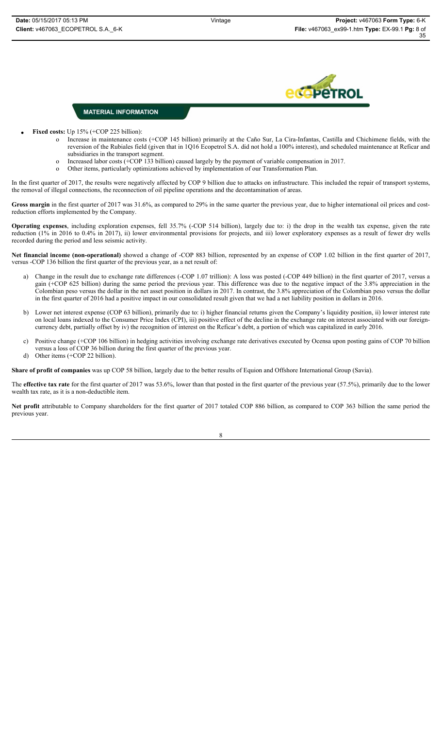- **Fixed costs:** Up 15% (+COP 225 billion):
  - Increase in maintenance costs (+COP 145 billion) primarily at the Caño Sur, La Cira-Infantas, Castilla and Chichimene fields, with the reversion of the Rubiales field (given that in 1Q16 Ecopetrol S.A. did not hold a 100% interest), and scheduled maintenance at Reficar and subsidiaries in the transport segment.
  - Increased labor costs (+COP 133 billion) caused largely by the payment of variable compensation in 2017.
  - Other items, particularly optimizations achieved by implementation of our Transformation Plan.

In the first quarter of 2017, the results were negatively affected by COP 9 billion due to attacks on infrastructure. This included the repair of transport systems, the removal of illegal connections, the reconnection of oil pipeline operations and the decontamination of areas.

**Gross margin** in the first quarter of 2017 was 31.6%, as compared to 29% in the same quarter the previous year, due to higher international oil prices and cost-reduction efforts implemented by the Company.

**Operating expenses**, including exploration expenses, fell 35.7% (-COP 514 billion), largely due to: i) the drop in the wealth tax expense, given the rate reduction (1% in 2016 to 0.4% in 2017), ii) lower environmental provisions for projects, and iii) lower exploratory expenses as a result of fewer dry wells recorded during the period and less seismic activity.

**Net financial income (non-operational)** showed a change of -COP 883 billion, represented by an expense of COP 1.02 billion in the first quarter of 2017, versus -COP 136 billion the first quarter of the previous year, as a net result of:

a) Change in the result due to exchange rate differences (-COP 1.07 trillion): A loss was posted (-COP 449 billion) in the first quarter of 2017, versus a gain (+COP 625 billion) during the same period the previous year. This difference was due to the negative impact of the 3.8% appreciation in the Colombian peso versus the dollar in the net asset position in dollars in 2017. In contrast, the 3.8% appreciation of the Colombian peso versus the dollar in the first quarter of 2016 had a positive impact in our consolidated result given that we had a net liability position in dollars in 2016.

b) Lower net interest expense (COP 63 billion), primarily due to: i) higher financial returns given the Company's liquidity position, ii) lower interest rate on local loans indexed to the Consumer Price Index (CPI), iii) positive effect of the decline in the exchange rate on interest associated with our foreign-currency debt, partially offset by iv) the recognition of interest on the Reficar's debt, a portion of which was capitalized in early 2016.

c) Positive change (+COP 106 billion) in hedging activities involving exchange rate derivatives executed by Ocensa upon posting gains of COP 70 billion versus a loss of COP 36 billion during the first quarter of the previous year.

d) Other items (+COP 22 billion).

**Share of profit of companies** was up COP 58 billion, largely due to the better results of Equion and Offshore International Group (Savia).

The **effective tax rate** for the first quarter of 2017 was 53.6%, lower than that posted in the first quarter of the previous year (57.5%), primarily due to the lower wealth tax rate, as it is a non-deductible item.

**Net profit** attributable to Company shareholders for the first quarter of 2017 totaled COP 886 billion, as compared to COP 363 billion the same period the previous year.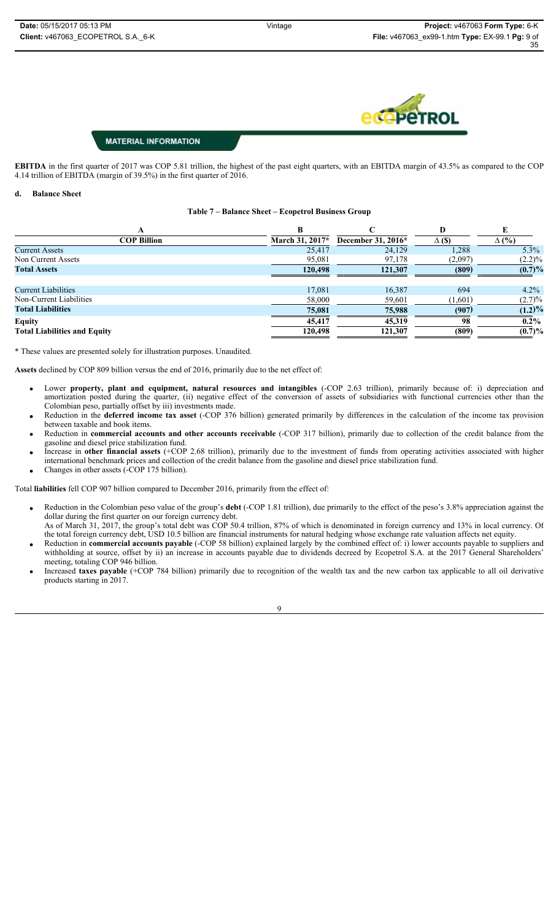**MATERIAL INFORMATION**

**EBITDA** in the first quarter of 2017 was COP 5.81 trillion, the highest of the past eight quarters, with an EBITDA margin of 43.5% as compared to the COP 4.14 trillion of EBITDA (margin of 39.5%) in the first quarter of 2016.

#### d. Balance Sheet

**Table 7 – Balance Sheet – Ecopetrol Business Group**

| A | B | C | D | E |
|---|---|---|---|---|
| **COP Billion** | **March 31, 2017*** | **December 31, 2016*** | **Δ ($)** | **Δ (%)** |
| Current Assets | 25,417 | 24,129 | 1,288 | 5.3% |
| Non Current Assets | 95,081 | 97,178 | (2,097) | (2.2)% |
| **Total Assets** | **120,498** | **121,307** | **(809)** | **(0.7)%** |
| Current Liabilities | 17,081 | 16,387 | 694 | 4.2% |
| Non-Current Liabilities | 58,000 | 59,601 | (1,601) | (2.7)% |
| **Total Liabilities** | **75,081** | **75,988** | **(907)** | **(1.2)%** |
| **Equity** | **45,417** | **45,319** | **98** | **0.2%** |
| **Total Liabilities and Equity** | **120,498** | **121,307** | **(809)** | **(0.7)%** |

\* These values are presented solely for illustration purposes. Unaudited.

**Assets** declined by COP 809 billion versus the end of 2016, primarily due to the net effect of:

- Lower **property, plant and equipment, natural resources and intangibles** (-COP 2.63 trillion), primarily because of: i) depreciation and amortization posted during the quarter, (ii) negative effect of the conversion of assets of subsidiaries with functional currencies other than the Colombian peso, partially offset by iii) investments made.
- Reduction in the **deferred income tax asset** (-COP 376 billion) generated primarily by differences in the calculation of the income tax provision between taxable and book items.
- Reduction in **commercial accounts and other accounts receivable** (-COP 317 billion), primarily due to collection of the credit balance from the gasoline and diesel price stabilization fund.
- Increase in **other financial assets** (+COP 2.68 trillion), primarily due to the investment of funds from operating activities associated with higher international benchmark prices and collection of the credit balance from the gasoline and diesel price stabilization fund.
- Changes in other assets (-COP 175 billion).

Total **liabilities** fell COP 907 billion compared to December 2016, primarily from the effect of:

- Reduction in the Colombian peso value of the group's **debt** (-COP 1.81 trillion), due primarily to the effect of the peso's 3.8% appreciation against the dollar during the first quarter on our foreign currency debt.
  As of March 31, 2017, the group's total debt was COP 50.4 trillion, 87% of which is denominated in foreign currency and 13% in local currency. Of the total foreign currency debt, USD 10.5 billion are financial instruments for natural hedging whose exchange rate valuation affects net equity.
- Reduction in **commercial accounts payable** (-COP 58 billion) explained largely by the combined effect of: i) lower accounts payable to suppliers and withholding at source, offset by ii) an increase in accounts payable due to dividends decreed by Ecopetrol S.A. at the 2017 General Shareholders' meeting, totaling COP 946 billion.
- Increased **taxes payable** (+COP 784 billion) primarily due to recognition of the wealth tax and the new carbon tax applicable to all oil derivative products starting in 2017.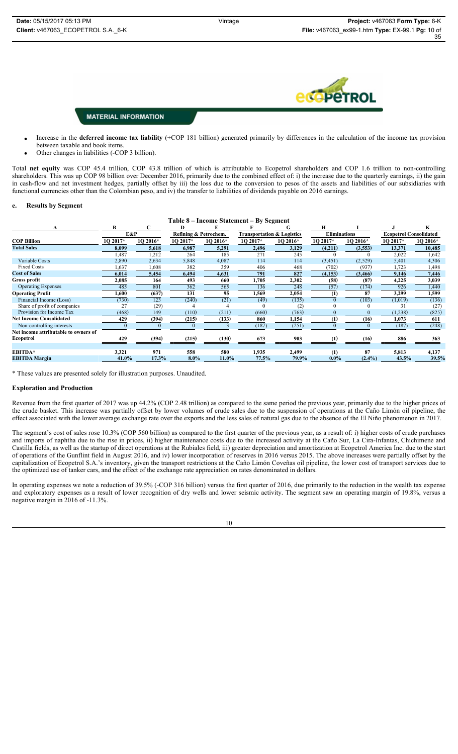- Increase in the **deferred income tax liability** (+COP 181 billion) generated primarily by differences in the calculation of the income tax provision between taxable and book items.
- Other changes in liabilities (-COP 3 billion).

Total **net equity** was COP 45.4 trillion, COP 43.8 trillion of which is attributable to Ecopetrol shareholders and COP 1.6 trillion to non-controlling shareholders. This was up COP 98 billion over December 2016, primarily due to the combined effect of: i) the increase due to the quarterly earnings, ii) the gain in cash-flow and net investment hedges, partially offset by iii) the loss due to the conversion to pesos of the assets and liabilities of our subsidiaries with functional currencies other than the Colombian peso, and iv) the transfer to liabilities of dividends payable on 2016 earnings.

### e. Results by Segment

**Table 8 – Income Statement – By Segment**

| A | B | C | D | E | F | G | H | I | J | K |
|---|---|---|---|---|---|---|---|---|---|---|
| | E&P | | Refining & Petrochem. | | Transportation & Logistics | | Eliminations | | Ecopetrol Consolidated | |
| **COP Billion** | 1Q 2017* | 1Q 2016* | 1Q 2017* | 1Q 2016* | 1Q 2017* | 1Q 2016* | 1Q 2017* | 1Q 2016* | 1Q 2017* | 1Q 2016* |
| **Total Sales** | **8,099** | **5,618** | **6,987** | **5,291** | **2,496** | **3,129** | **(4,211)** | **(3,553)** | **13,371** | **10,485** |
| | 1,487 | 1,212 | 264 | 185 | 271 | 245 | 0 | 0 | 2,022 | 1,642 |
| Variable Costs | 2,890 | 2,634 | 5,848 | 4,087 | 114 | 114 | (3,451) | (2,529) | 5,401 | 4,306 |
| Fixed Costs | 1,637 | 1,608 | 382 | 359 | 406 | 468 | (702) | (937) | 1,723 | 1,498 |
| **Cost of Sales** | **6,014** | **5,454** | **6,494** | **4,631** | **791** | **827** | **(4,153)** | **(3,466)** | **9,146** | **7,446** |
| **Gross profit** | **2,085** | **164** | **493** | **660** | **1,705** | **2,302** | **(58)** | **(87)** | **4,225** | **3,039** |
| Operating Expenses | 485 | 801 | 362 | 565 | 136 | 248 | (57) | (174) | 926 | 1,440 |
| **Operating Profit** | **1,600** | **(637)** | **131** | **95** | **1,569** | **2,054** | **(1)** | **87** | **3,299** | **1,599** |
| Financial Income (Loss) | (730) | 123 | (240) | (21) | (49) | (135) | 0 | (103) | (1,019) | (136) |
| Share of profit of companies | 27 | (29) | 4 | 4 | 0 | (2) | 0 | 0 | 31 | (27) |
| Provision for Income Tax | (468) | 149 | (110) | (211) | (660) | (763) | 0 | 0 | (1,238) | (825) |
| **Net Income Consolidated** | **429** | **(394)** | **(215)** | **(133)** | **860** | **1,154** | **(1)** | **(16)** | **1,073** | **611** |
| Non-controlling interests | 0 | 0 | 0 | 3 | (187) | (251) | 0 | 0 | (187) | (248) |
| **Net income attributable to owners of Ecopetrol** | **429** | **(394)** | **(215)** | **(130)** | **673** | **903** | **(1)** | **(16)** | **886** | **363** |
| | | | | | | | | | | |
| **EBITDA*** | **3,321** | **971** | **558** | **580** | **1,935** | **2,499** | **(1)** | **87** | **5,813** | **4,137** |
| **EBITDA Margin** | **41.0%** | **17.3%** | **8.0%** | **11.0%** | **77.5%** | **79.9%** | **0.0%** | **(2.4%)** | **43.5%** | **39.5%** |

\* These values are presented solely for illustration purposes. Unaudited.

**Exploration and Production**

Revenue from the first quarter of 2017 was up 44.2% (COP 2.48 trillion) as compared to the same period the previous year, primarily due to the higher prices of the crude basket. This increase was partially offset by lower volumes of crude sales due to the suspension of operations at the Caño Limón oil pipeline, the effect associated with the lower average exchange rate over the exports and the less sales of natural gas due to the absence of the El Niño phenomenon in 2017.

The segment's cost of sales rose 10.3% (COP 560 billion) as compared to the first quarter of the previous year, as a result of: i) higher costs of crude purchases and imports of naphtha due to the rise in prices, ii) higher maintenance costs due to the increased activity at the Caño Sur, La Cira-Infantas, Chichimene and Castilla fields, as well as the startup of direct operations at the Rubiales field, iii) greater depreciation and amortization at Ecopetrol America Inc. due to the start of operations of the Gunflint field in August 2016, and iv) lower incorporation of reserves in 2016 versus 2015. The above increases were partially offset by the capitalization of Ecopetrol S.A.'s inventory, given the transport restrictions at the Caño Limón Coveñas oil pipeline, the lower cost of transport services due to the optimized use of tanker cars, and the effect of the exchange rate appreciation on rates denominated in dollars.

In operating expenses we note a reduction of 39.5% (-COP 316 billion) versus the first quarter of 2016, due primarily to the reduction in the wealth tax expense and exploratory expenses as a result of lower recognition of dry wells and lower seismic activity. The segment saw an operating margin of 19.8%, versus a negative margin in 2016 of -11.3%.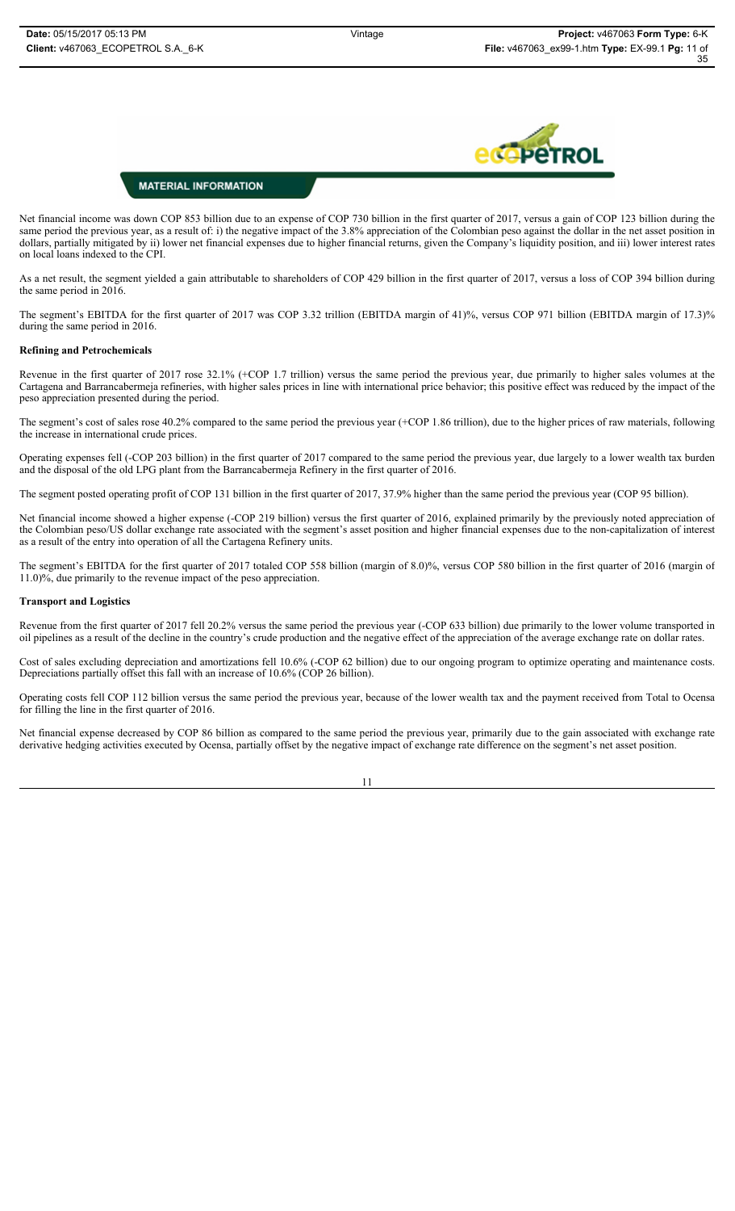Net financial income was down COP 853 billion due to an expense of COP 730 billion in the first quarter of 2017, versus a gain of COP 123 billion during the same period the previous year, as a result of: i) the negative impact of the 3.8% appreciation of the Colombian peso against the dollar in the net asset position in dollars, partially mitigated by ii) lower net financial expenses due to higher financial returns, given the Company's liquidity position, and iii) lower interest rates on local loans indexed to the CPI.

As a net result, the segment yielded a gain attributable to shareholders of COP 429 billion in the first quarter of 2017, versus a loss of COP 394 billion during the same period in 2016.

The segment's EBITDA for the first quarter of 2017 was COP 3.32 trillion (EBITDA margin of 41)%, versus COP 971 billion (EBITDA margin of 17.3)% during the same period in 2016.

**Refining and Petrochemicals**

Revenue in the first quarter of 2017 rose 32.1% (+COP 1.7 trillion) versus the same period the previous year, due primarily to higher sales volumes at the Cartagena and Barrancabermeja refineries, with higher sales prices in line with international price behavior; this positive effect was reduced by the impact of the peso appreciation presented during the period.

The segment's cost of sales rose 40.2% compared to the same period the previous year (+COP 1.86 trillion), due to the higher prices of raw materials, following the increase in international crude prices.

Operating expenses fell (-COP 203 billion) in the first quarter of 2017 compared to the same period the previous year, due largely to a lower wealth tax burden and the disposal of the old LPG plant from the Barrancabermeja Refinery in the first quarter of 2016.

The segment posted operating profit of COP 131 billion in the first quarter of 2017, 37.9% higher than the same period the previous year (COP 95 billion).

Net financial income showed a higher expense (-COP 219 billion) versus the first quarter of 2016, explained primarily by the previously noted appreciation of the Colombian peso/US dollar exchange rate associated with the segment's asset position and higher financial expenses due to the non-capitalization of interest as a result of the entry into operation of all the Cartagena Refinery units.

The segment's EBITDA for the first quarter of 2017 totaled COP 558 billion (margin of 8.0)%, versus COP 580 billion in the first quarter of 2016 (margin of 11.0)%, due primarily to the revenue impact of the peso appreciation.

**Transport and Logistics**

Revenue from the first quarter of 2017 fell 20.2% versus the same period the previous year (-COP 633 billion) due primarily to the lower volume transported in oil pipelines as a result of the decline in the country's crude production and the negative effect of the appreciation of the average exchange rate on dollar rates.

Cost of sales excluding depreciation and amortizations fell 10.6% (-COP 62 billion) due to our ongoing program to optimize operating and maintenance costs. Depreciations partially offset this fall with an increase of 10.6% (COP 26 billion).

Operating costs fell COP 112 billion versus the same period the previous year, because of the lower wealth tax and the payment received from Total to Ocensa for filling the line in the first quarter of 2016.

Net financial expense decreased by COP 86 billion as compared to the same period the previous year, primarily due to the gain associated with exchange rate derivative hedging activities executed by Ocensa, partially offset by the negative impact of exchange rate difference on the segment's net asset position.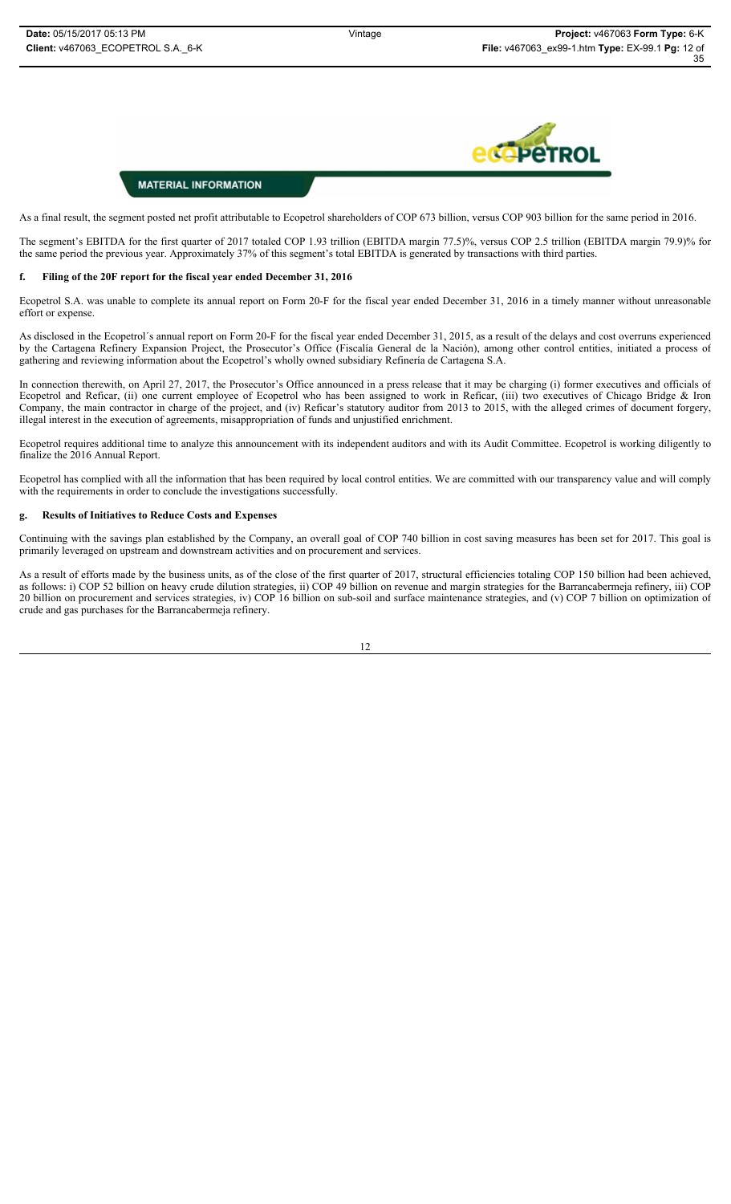**MATERIAL INFORMATION**

As a final result, the segment posted net profit attributable to Ecopetrol shareholders of COP 673 billion, versus COP 903 billion for the same period in 2016.

The segment's EBITDA for the first quarter of 2017 totaled COP 1.93 trillion (EBITDA margin 77.5)%, versus COP 2.5 trillion (EBITDA margin 79.9)% for the same period the previous year. Approximately 37% of this segment's total EBITDA is generated by transactions with third parties.

### f. Filing of the 20F report for the fiscal year ended December 31, 2016

Ecopetrol S.A. was unable to complete its annual report on Form 20-F for the fiscal year ended December 31, 2016 in a timely manner without unreasonable effort or expense.

As disclosed in the Ecopetrol´s annual report on Form 20-F for the fiscal year ended December 31, 2015, as a result of the delays and cost overruns experienced by the Cartagena Refinery Expansion Project, the Prosecutor's Office (Fiscalía General de la Nación), among other control entities, initiated a process of gathering and reviewing information about the Ecopetrol's wholly owned subsidiary Refinería de Cartagena S.A.

In connection therewith, on April 27, 2017, the Prosecutor's Office announced in a press release that it may be charging (i) former executives and officials of Ecopetrol and Reficar, (ii) one current employee of Ecopetrol who has been assigned to work in Reficar, (iii) two executives of Chicago Bridge & Iron Company, the main contractor in charge of the project, and (iv) Reficar's statutory auditor from 2013 to 2015, with the alleged crimes of document forgery, illegal interest in the execution of agreements, misappropriation of funds and unjustified enrichment.

Ecopetrol requires additional time to analyze this announcement with its independent auditors and with its Audit Committee. Ecopetrol is working diligently to finalize the 2016 Annual Report.

Ecopetrol has complied with all the information that has been required by local control entities. We are committed with our transparency value and will comply with the requirements in order to conclude the investigations successfully.

### g. Results of Initiatives to Reduce Costs and Expenses

Continuing with the savings plan established by the Company, an overall goal of COP 740 billion in cost saving measures has been set for 2017. This goal is primarily leveraged on upstream and downstream activities and on procurement and services.

As a result of efforts made by the business units, as of the close of the first quarter of 2017, structural efficiencies totaling COP 150 billion had been achieved, as follows: i) COP 52 billion on heavy crude dilution strategies, ii) COP 49 billion on revenue and margin strategies for the Barrancabermeja refinery, iii) COP 20 billion on procurement and services strategies, iv) COP 16 billion on sub-soil and surface maintenance strategies, and (v) COP 7 billion on optimization of crude and gas purchases for the Barrancabermeja refinery.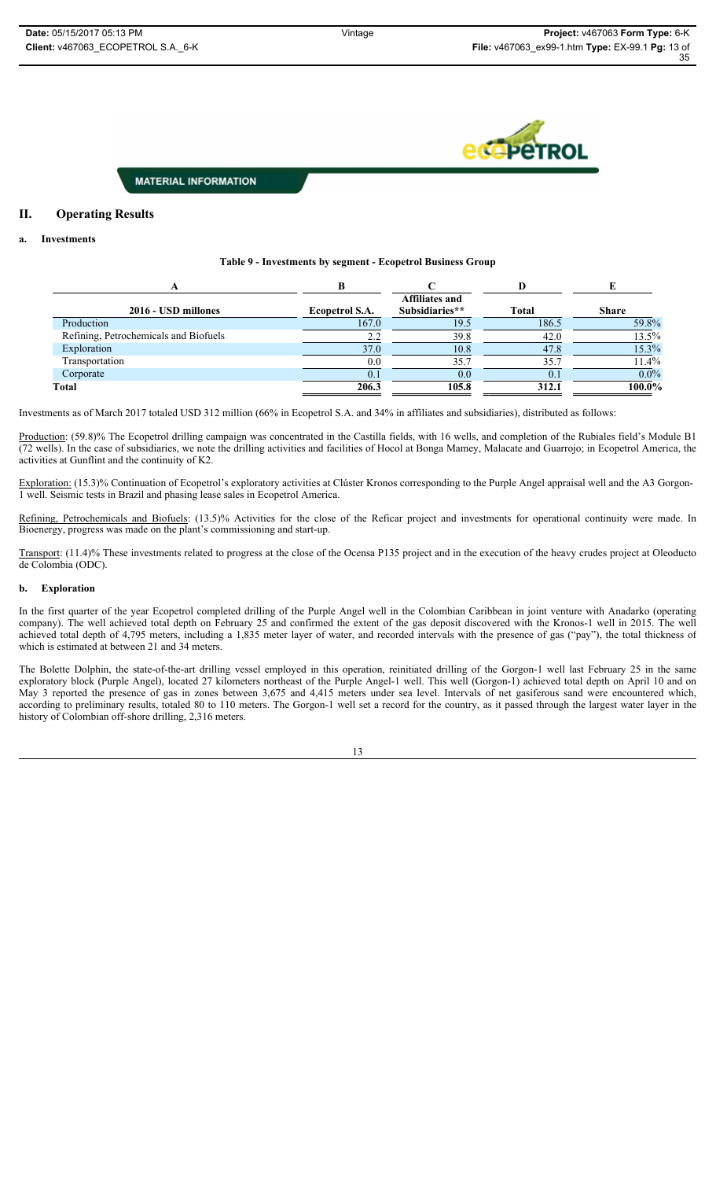MATERIAL INFORMATION

## II. Operating Results

### a. Investments

**Table 9 - Investments by segment - Ecopetrol Business Group**

| A | B | C | D | E |
|---|---|---|---|---|
| **2016 - USD millones** | **Ecopetrol S.A.** | **Affiliates and Subsidiaries**** | **Total** | **Share** |
| Production | 167.0 | 19.5 | 186.5 | 59.8% |
| Refining, Petrochemicals and Biofuels | 2.2 | 39.8 | 42.0 | 13.5% |
| Exploration | 37.0 | 10.8 | 47.8 | 15.3% |
| Transportation | 0.0 | 35.7 | 35.7 | 11.4% |
| Corporate | 0.1 | 0.0 | 0.1 | 0.0% |
| **Total** | **206.3** | **105.8** | **312.1** | **100.0%** |

Investments as of March 2017 totaled USD 312 million (66% in Ecopetrol S.A. and 34% in affiliates and subsidiaries), distributed as follows:

Production: (59.8)% The Ecopetrol drilling campaign was concentrated in the Castilla fields, with 16 wells, and completion of the Rubiales field's Module B1 (72 wells). In the case of subsidiaries, we note the drilling activities and facilities of Hocol at Bonga Mamey, Malacate and Guarrojo; in Ecopetrol America, the activities at Gunflint and the continuity of K2.

Exploration: (15.3)% Continuation of Ecopetrol's exploratory activities at Clúster Kronos corresponding to the Purple Angel appraisal well and the A3 Gorgon-1 well. Seismic tests in Brazil and phasing lease sales in Ecopetrol America.

Refining, Petrochemicals and Biofuels: (13.5)% Activities for the close of the Reficar project and investments for operational continuity were made. In Bioenergy, progress was made on the plant's commissioning and start-up.

Transport: (11.4)% These investments related to progress at the close of the Ocensa P135 project and in the execution of the heavy crudes project at Oleoducto de Colombia (ODC).

### b. Exploration

In the first quarter of the year Ecopetrol completed drilling of the Purple Angel well in the Colombian Caribbean in joint venture with Anadarko (operating company). The well achieved total depth on February 25 and confirmed the extent of the gas deposit discovered with the Kronos-1 well in 2015. The well achieved total depth of 4,795 meters, including a 1,835 meter layer of water, and recorded intervals with the presence of gas ("pay"), the total thickness of which is estimated at between 21 and 34 meters.

The Bolette Dolphin, the state-of-the-art drilling vessel employed in this operation, reinitiated drilling of the Gorgon-1 well last February 25 in the same exploratory block (Purple Angel), located 27 kilometers northeast of the Purple Angel-1 well. This well (Gorgon-1) achieved total depth on April 10 and on May 3 reported the presence of gas in zones between 3,675 and 4,415 meters under sea level. Intervals of net gasiferous sand were encountered which, according to preliminary results, totaled 80 to 110 meters. The Gorgon-1 well set a record for the country, as it passed through the largest water layer in the history of Colombian off-shore drilling, 2,316 meters.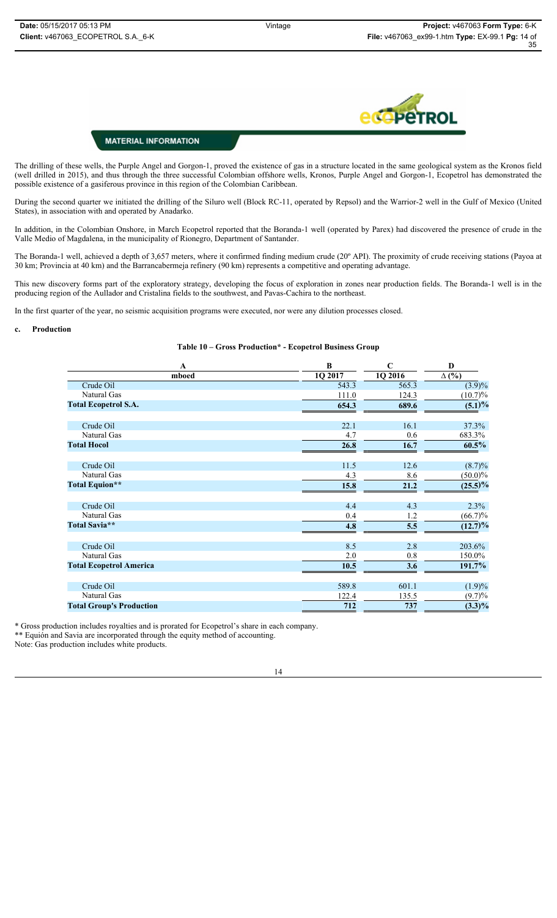The drilling of these wells, the Purple Angel and Gorgon-1, proved the existence of gas in a structure located in the same geological system as the Kronos field (well drilled in 2015), and thus through the three successful Colombian offshore wells, Kronos, Purple Angel and Gorgon-1, Ecopetrol has demonstrated the possible existence of a gasiferous province in this region of the Colombian Caribbean.

During the second quarter we initiated the drilling of the Siluro well (Block RC-11, operated by Repsol) and the Warrior-2 well in the Gulf of Mexico (United States), in association with and operated by Anadarko.

In addition, in the Colombian Onshore, in March Ecopetrol reported that the Boranda-1 well (operated by Parex) had discovered the presence of crude in the Valle Medio of Magdalena, in the municipality of Rionegro, Department of Santander.

The Boranda-1 well, achieved a depth of 3,657 meters, where it confirmed finding medium crude (20º API). The proximity of crude receiving stations (Payoa at 30 km; Provincia at 40 km) and the Barrancabermeja refinery (90 km) represents a competitive and operating advantage.

This new discovery forms part of the exploratory strategy, developing the focus of exploration in zones near production fields. The Boranda-1 well is in the producing region of the Aullador and Cristalina fields to the southwest, and Pavas-Cachira to the northeast.

In the first quarter of the year, no seismic acquisition programs were executed, nor were any dilution processes closed.

**c. Production**

**Table 10 – Gross Production\* - Ecopetrol Business Group**

| A | B | C | D |
|---|---|---|---|
| mboed | 1Q 2017 | 1Q 2016 | Δ (%) |
| Crude Oil | 543.3 | 565.3 | (3.9)% |
| Natural Gas | 111.0 | 124.3 | (10.7)% |
| **Total Ecopetrol S.A.** | **654.3** | **689.6** | **(5.1)%** |
| Crude Oil | 22.1 | 16.1 | 37.3% |
| Natural Gas | 4.7 | 0.6 | 683.3% |
| **Total Hocol** | **26.8** | **16.7** | **60.5%** |
| Crude Oil | 11.5 | 12.6 | (8.7)% |
| Natural Gas | 4.3 | 8.6 | (50.0)% |
| **Total Equion\*\*** | **15.8** | **21.2** | **(25.5)%** |
| Crude Oil | 4.4 | 4.3 | 2.3% |
| Natural Gas | 0.4 | 1.2 | (66.7)% |
| **Total Savia\*\*** | **4.8** | **5.5** | **(12.7)%** |
| Crude Oil | 8.5 | 2.8 | 203.6% |
| Natural Gas | 2.0 | 0.8 | 150.0% |
| **Total Ecopetrol America** | **10.5** | **3.6** | **191.7%** |
| Crude Oil | 589.8 | 601.1 | (1.9)% |
| Natural Gas | 122.4 | 135.5 | (9.7)% |
| **Total Group's Production** | **712** | **737** | **(3.3)%** |

\* Gross production includes royalties and is prorated for Ecopetrol's share in each company.

\*\* Equion and Savia are incorporated through the equity method of accounting.

Note: Gas production includes white products.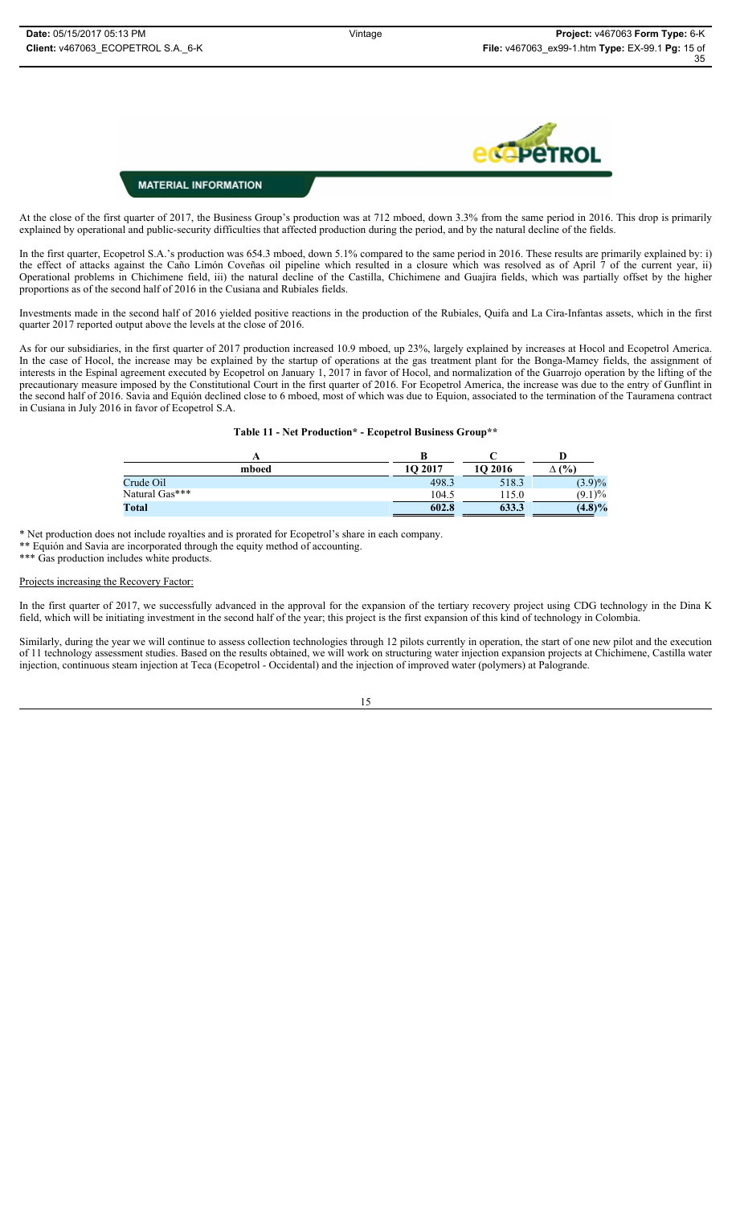## MATERIAL INFORMATION

At the close of the first quarter of 2017, the Business Group's production was at 712 mboed, down 3.3% from the same period in 2016. This drop is primarily explained by operational and public-security difficulties that affected production during the period, and by the natural decline of the fields.

In the first quarter, Ecopetrol S.A.'s production was 654.3 mboed, down 5.1% compared to the same period in 2016. These results are primarily explained by: i) the effect of attacks against the Caño Limón Coveñas oil pipeline which resulted in a closure which was resolved as of April 7 of the current year, ii) Operational problems in Chichimene field, iii) the natural decline of the Castilla, Chichimene and Guajira fields, which was partially offset by the higher proportions as of the second half of 2016 in the Cusiana and Rubiales fields.

Investments made in the second half of 2016 yielded positive reactions in the production of the Rubiales, Quifa and La Cira-Infantas assets, which in the first quarter 2017 reported output above the levels at the close of 2016.

As for our subsidiaries, in the first quarter of 2017 production increased 10.9 mboed, up 23%, largely explained by increases at Hocol and Ecopetrol America. In the case of Hocol, the increase may be explained by the startup of operations at the gas treatment plant for the Bonga-Mamey fields, the assignment of interests in the Espinal agreement executed by Ecopetrol on January 1, 2017 in favor of Hocol, and normalization of the Guarrojo operation by the lifting of the precautionary measure imposed by the Constitutional Court in the first quarter of 2016. For Ecopetrol America, the increase was due to the entry of Gunflint in the second half of 2016. Savia and Equión declined close to 6 mboed, most of which was due to Equion, associated to the termination of the Tauramena contract in Cusiana in July 2016 in favor of Ecopetrol S.A.

**Table 11 - Net Production\* - Ecopetrol Business Group\*\***

| A | B | C | D |
|---|---|---|---|
| mboed | 1Q 2017 | 1Q 2016 | ∆ (%) |
| Crude Oil | 498.3 | 518.3 | (3.9)% |
| Natural Gas*** | 104.5 | 115.0 | (9.1)% |
| **Total** | **602.8** | **633.3** | **(4.8)%** |

\* Net production does not include royalties and is prorated for Ecopetrol's share in each company.

\*\* Equión and Savia are incorporated through the equity method of accounting.

\*\*\* Gas production includes white products.

Projects increasing the Recovery Factor:

In the first quarter of 2017, we successfully advanced in the approval for the expansion of the tertiary recovery project using CDG technology in the Dina K field, which will be initiating investment in the second half of the year; this project is the first expansion of this kind of technology in Colombia.

Similarly, during the year we will continue to assess collection technologies through 12 pilots currently in operation, the start of one new pilot and the execution of 11 technology assessment studies. Based on the results obtained, we will work on structuring water injection expansion projects at Chichimene, Castilla water injection, continuous steam injection at Teca (Ecopetrol - Occidental) and the injection of improved water (polymers) at Palogrande.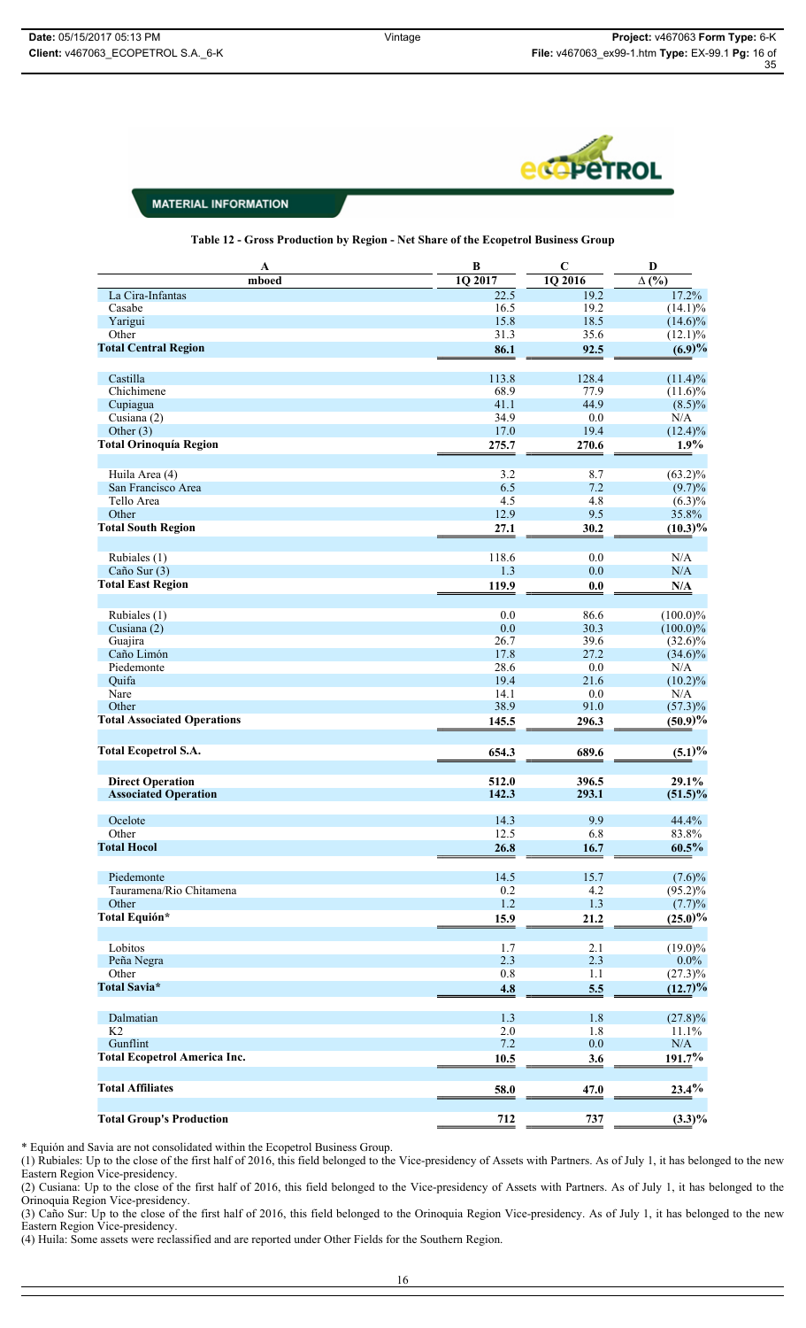MATERIAL INFORMATION

**Table 12 - Gross Production by Region - Net Share of the Ecopetrol Business Group**

| A | B | C | D |
|---|---|---|---|
| **mboed** | **1Q 2017** | **1Q 2016** | **Δ (%)** |
| La Cira-Infantas | 22.5 | 19.2 | 17.2% |
| Casabe | 16.5 | 19.2 | (14.1)% |
| Yarigui | 15.8 | 18.5 | (14.6)% |
| Other | 31.3 | 35.6 | (12.1)% |
| **Total Central Region** | **86.1** | **92.5** | **(6.9)%** |
| | | | |
| Castilla | 113.8 | 128.4 | (11.4)% |
| Chichimene | 68.9 | 77.9 | (11.6)% |
| Cupiagua | 41.1 | 44.9 | (8.5)% |
| Cusiana (2) | 34.9 | 0.0 | N/A |
| Other (3) | 17.0 | 19.4 | (12.4)% |
| **Total Orinoquía Region** | **275.7** | **270.6** | **1.9%** |
| | | | |
| Huila Area (4) | 3.2 | 8.7 | (63.2)% |
| San Francisco Area | 6.5 | 7.2 | (9.7)% |
| Tello Area | 4.5 | 4.8 | (6.3)% |
| Other | 12.9 | 9.5 | 35.8% |
| **Total South Region** | **27.1** | **30.2** | **(10.3)%** |
| | | | |
| Rubiales (1) | 118.6 | 0.0 | N/A |
| Caño Sur (3) | 1.3 | 0.0 | N/A |
| **Total East Region** | **119.9** | **0.0** | **N/A** |
| | | | |
| Rubiales (1) | 0.0 | 86.6 | (100.0)% |
| Cusiana (2) | 0.0 | 30.3 | (100.0)% |
| Guajira | 26.7 | 39.6 | (32.6)% |
| Caño Limón | 17.8 | 27.2 | (34.6)% |
| Piedemonte | 28.6 | 0.0 | N/A |
| Quifa | 19.4 | 21.6 | (10.2)% |
| Nare | 14.1 | 0.0 | N/A |
| Other | 38.9 | 91.0 | (57.3)% |
| **Total Associated Operations** | **145.5** | **296.3** | **(50.9)%** |
| | | | |
| **Total Ecopetrol S.A.** | **654.3** | **689.6** | **(5.1)%** |
| | | | |
| **Direct Operation** | **512.0** | **396.5** | **29.1%** |
| **Associated Operation** | **142.3** | **293.1** | **(51.5)%** |
| | | | |
| Ocelote | 14.3 | 9.9 | 44.4% |
| Other | 12.5 | 6.8 | 83.8% |
| **Total Hocol** | **26.8** | **16.7** | **60.5%** |
| | | | |
| Piedemonte | 14.5 | 15.7 | (7.6)% |
| Tauramena/Rio Chitamena | 0.2 | 4.2 | (95.2)% |
| Other | 1.2 | 1.3 | (7.7)% |
| **Total Equión*** | **15.9** | **21.2** | **(25.0)%** |
| | | | |
| Lobitos | 1.7 | 2.1 | (19.0)% |
| Peña Negra | 2.3 | 2.3 | 0.0% |
| Other | 0.8 | 1.1 | (27.3)% |
| **Total Savia*** | **4.8** | **5.5** | **(12.7)%** |
| | | | |
| Dalmatian | 1.3 | 1.8 | (27.8)% |
| K2 | 2.0 | 1.8 | 11.1% |
| Gunflint | 7.2 | 0.0 | N/A |
| **Total Ecopetrol America Inc.** | **10.5** | **3.6** | **191.7%** |
| | | | |
| **Total Affiliates** | **58.0** | **47.0** | **23.4%** |
| | | | |
| **Total Group's Production** | **712** | **737** | **(3.3)%** |

* Equión and Savia are not consolidated within the Ecopetrol Business Group.

(1) Rubiales: Up to the close of the first half of 2016, this field belonged to the Vice-presidency of Assets with Partners. As of July 1, it has belonged to the new Eastern Region Vice-presidency.

(2) Cusiana: Up to the close of the first half of 2016, this field belonged to the Vice-presidency of Assets with Partners. As of July 1, it has belonged to the Orinoquia Region Vice-presidency.

(3) Caño Sur: Up to the close of the first half of 2016, this field belonged to the Orinoquia Region Vice-presidency. As of July 1, it has belonged to the new Eastern Region Vice-presidency.

(4) Huila: Some assets were reclassified and are reported under Other Fields for the Southern Region.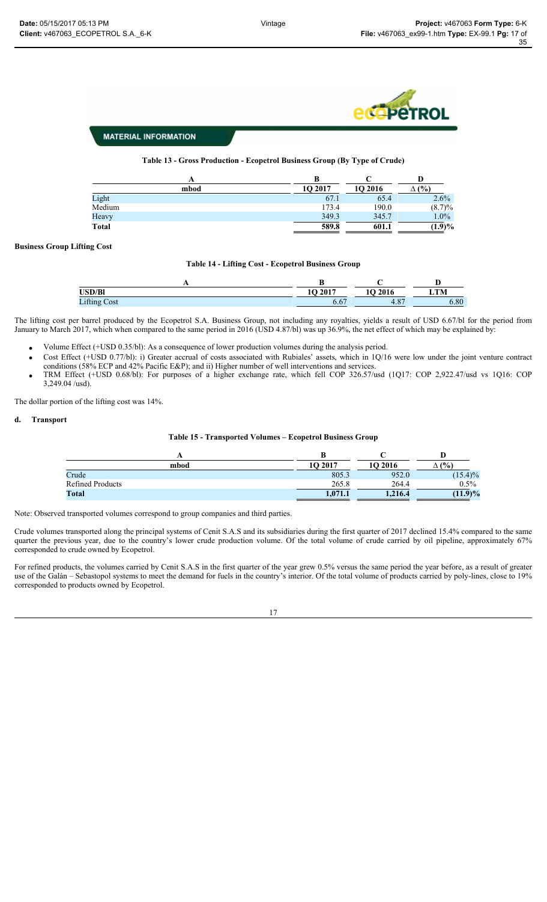MATERIAL INFORMATION

**Table 13 - Gross Production - Ecopetrol Business Group (By Type of Crude)**

| A | B | C | D |
|---|---|---|---|
| mbod | 1Q 2017 | 1Q 2016 | Δ (%) |
| Light | 67.1 | 65.4 | 2.6% |
| Medium | 173.4 | 190.0 | (8.7)% |
| Heavy | 349.3 | 345.7 | 1.0% |
| **Total** | **589.8** | **601.1** | **(1.9)%** |

**Business Group Lifting Cost**

**Table 14 - Lifting Cost - Ecopetrol Business Group**

| A | B | C | D |
|---|---|---|---|
| **USD/Bl** | **1Q 2017** | **1Q 2016** | **LTM** |
| Lifting Cost | 6.67 | 4.87 | 6.80 |

The lifting cost per barrel produced by the Ecopetrol S.A. Business Group, not including any royalties, yields a result of USD 6.67/bl for the period from January to March 2017, which when compared to the same period in 2016 (USD 4.87/bl) was up 36.9%, the net effect of which may be explained by:

- Volume Effect (+USD 0.35/bl): As a consequence of lower production volumes during the analysis period.
- Cost Effect (+USD 0.77/bl): i) Greater accrual of costs associated with Rubiales' assets, which in 1Q/16 were low under the joint venture contract conditions (58% ECP and 42% Pacific E&P); and ii) Higher number of well interventions and services.
- TRM Effect (+USD 0.68/bl): For purposes of a higher exchange rate, which fell COP 326.57/usd (1Q17: COP 2,922.47/usd vs 1Q16: COP 3,249.04 /usd).

The dollar portion of the lifting cost was 14%.

**d. Transport**

**Table 15 - Transported Volumes – Ecopetrol Business Group**

| A | B | C | D |
|---|---|---|---|
| mbod | 1Q 2017 | 1Q 2016 | Δ (%) |
| Crude | 805.3 | 952.0 | (15.4)% |
| Refined Products | 265.8 | 264.4 | 0.5% |
| **Total** | **1,071.1** | **1,216.4** | **(11.9)%** |

Note: Observed transported volumes correspond to group companies and third parties.

Crude volumes transported along the principal systems of Cenit S.A.S and its subsidiaries during the first quarter of 2017 declined 15.4% compared to the same quarter the previous year, due to the country's lower crude production volume. Of the total volume of crude carried by oil pipeline, approximately 67% corresponded to crude owned by Ecopetrol.

For refined products, the volumes carried by Cenit S.A.S in the first quarter of the year grew 0.5% versus the same period the year before, as a result of greater use of the Galán – Sebastopol systems to meet the demand for fuels in the country's interior. Of the total volume of products carried by poly-lines, close to 19% corresponded to products owned by Ecopetrol.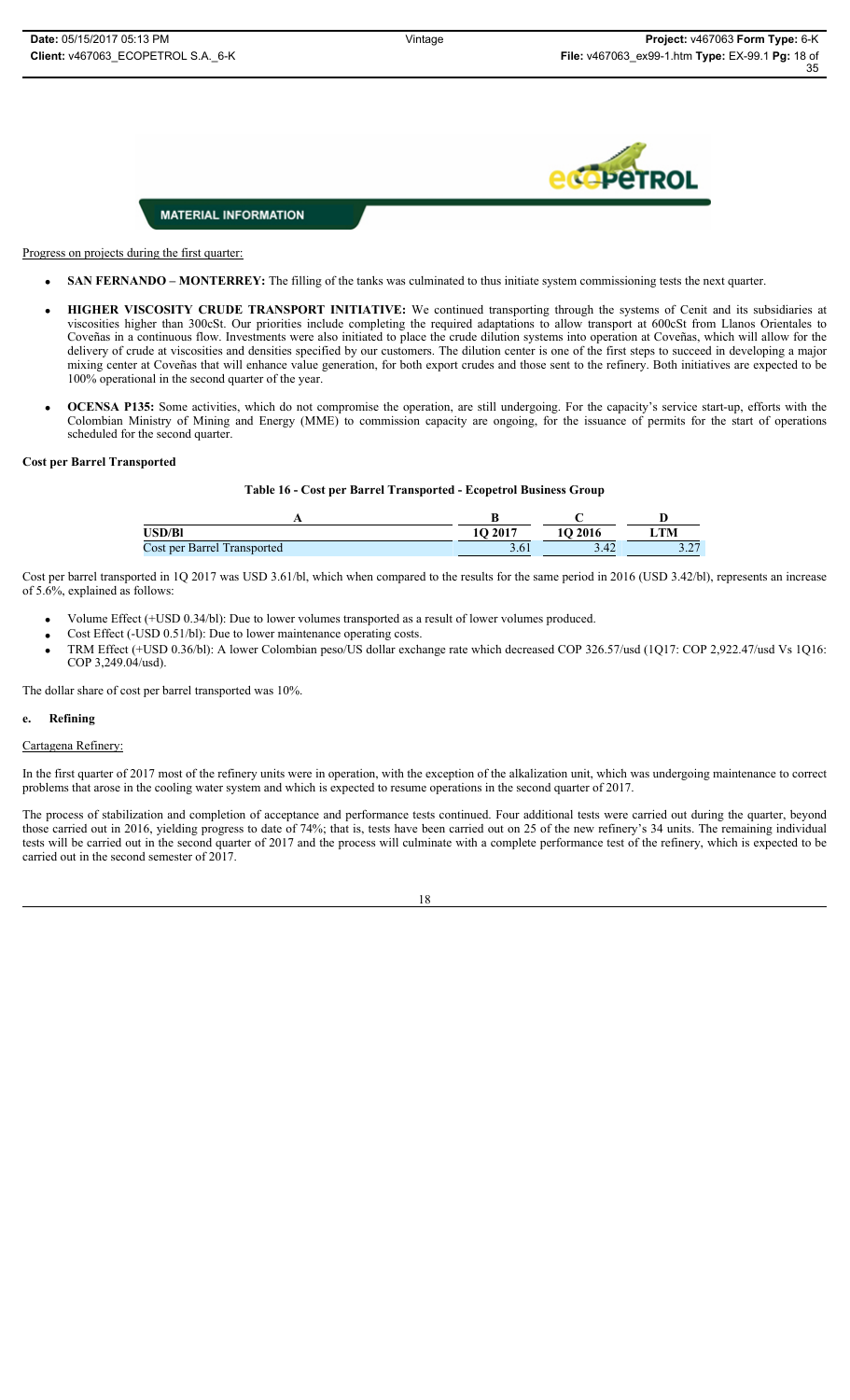MATERIAL INFORMATION

Progress on projects during the first quarter:

- **SAN FERNANDO – MONTERREY:** The filling of the tanks was culminated to thus initiate system commissioning tests the next quarter.
- **HIGHER VISCOSITY CRUDE TRANSPORT INITIATIVE:** We continued transporting through the systems of Cenit and its subsidiaries at viscosities higher than 300cSt. Our priorities include completing the required adaptations to allow transport at 600cSt from Llanos Orientales to Coveñas in a continuous flow. Investments were also initiated to place the crude dilution systems into operation at Coveñas, which will allow for the delivery of crude at viscosities and densities specified by our customers. The dilution center is one of the first steps to succeed in developing a major mixing center at Coveñas that will enhance value generation, for both export crudes and those sent to the refinery. Both initiatives are expected to be 100% operational in the second quarter of the year.
- **OCENSA P135:** Some activities, which do not compromise the operation, are still undergoing. For the capacity's service start-up, efforts with the Colombian Ministry of Mining and Energy (MME) to commission capacity are ongoing, for the issuance of permits for the start of operations scheduled for the second quarter.

**Cost per Barrel Transported**

**Table 16 - Cost per Barrel Transported - Ecopetrol Business Group**

| A | B | C | D |
|---|---|---|---|
| **USD/Bl** | **1Q 2017** | **1Q 2016** | **LTM** |
| Cost per Barrel Transported | 3.61 | 3.42 | 3.27 |

Cost per barrel transported in 1Q 2017 was USD 3.61/bl, which when compared to the results for the same period in 2016 (USD 3.42/bl), represents an increase of 5.6%, explained as follows:

- Volume Effect (+USD 0.34/bl): Due to lower volumes transported as a result of lower volumes produced.
- Cost Effect (-USD 0.51/bl): Due to lower maintenance operating costs.
- TRM Effect (+USD 0.36/bl): A lower Colombian peso/US dollar exchange rate which decreased COP 326.57/usd (1Q17: COP 2,922.47/usd Vs 1Q16: COP 3,249.04/usd).

The dollar share of cost per barrel transported was 10%.

**e. Refining**

Cartagena Refinery:

In the first quarter of 2017 most of the refinery units were in operation, with the exception of the alkalization unit, which was undergoing maintenance to correct problems that arose in the cooling water system and which is expected to resume operations in the second quarter of 2017.

The process of stabilization and completion of acceptance and performance tests continued. Four additional tests were carried out during the quarter, beyond those carried out in 2016, yielding progress to date of 74%; that is, tests have been carried out on 25 of the new refinery's 34 units. The remaining individual tests will be carried out in the second quarter of 2017 and the process will culminate with a complete performance test of the refinery, which is expected to be carried out in the second semester of 2017.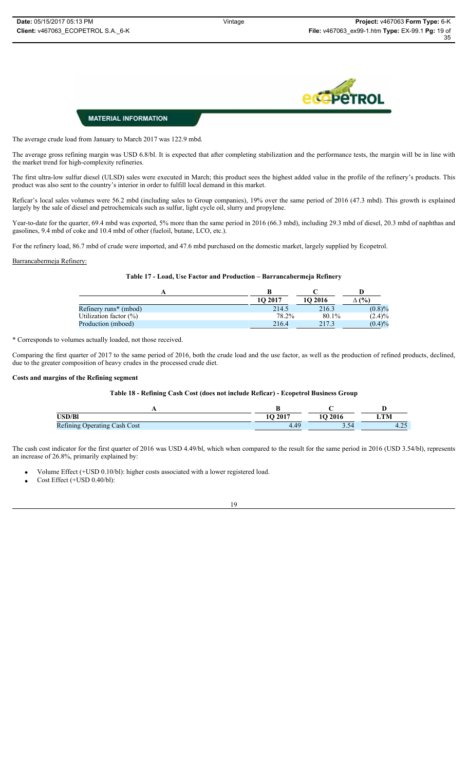The average crude load from January to March 2017 was 122.9 mbd.

The average gross refining margin was USD 6.8/bl. It is expected that after completing stabilization and the performance tests, the margin will be in line with the market trend for high-complexity refineries.

The first ultra-low sulfur diesel (ULSD) sales were executed in March; this product sees the highest added value in the profile of the refinery's products. This product was also sent to the country's interior in order to fulfill local demand in this market.

Reficar's local sales volumes were 56.2 mbd (including sales to Group companies), 19% over the same period of 2016 (47.3 mbd). This growth is explained largely by the sale of diesel and petrochemicals such as sulfur, light cycle oil, slurry and propylene.

Year-to-date for the quarter, 69.4 mbd was exported, 5% more than the same period in 2016 (66.3 mbd), including 29.3 mbd of diesel, 20.3 mbd of naphthas and gasolines, 9.4 mbd of coke and 10.4 mbd of other (fueloil, butane, LCO, etc.).

For the refinery load, 86.7 mbd of crude were imported, and 47.6 mbd purchased on the domestic market, largely supplied by Ecopetrol.

Barrancabermeja Refinery:

**Table 17 - Load, Use Factor and Production – Barrancabermeja Refinery**

| A | B | C | D |
|---|---|---|---|
| | 1Q 2017 | 1Q 2016 | Δ (%) |
| Refinery runs* (mbod) | 214.5 | 216.3 | (0.8)% |
| Utilization factor (%) | 78.2% | 80.1% | (2.4)% |
| Production (mboed) | 216.4 | 217.3 | (0.4)% |

* Corresponds to volumes actually loaded, not those received.

Comparing the first quarter of 2017 to the same period of 2016, both the crude load and the use factor, as well as the production of refined products, declined, due to the greater composition of heavy crudes in the processed crude diet.

**Costs and margins of the Refining segment**

**Table 18 - Refining Cash Cost (does not include Reficar) - Ecopetrol Business Group**

| A | B | C | D |
|---|---|---|---|
| USD/Bl | 1Q 2017 | 1Q 2016 | LTM |
| Refining Operating Cash Cost | 4.49 | 3.54 | 4.25 |

The cash cost indicator for the first quarter of 2016 was USD 4.49/bl, which when compared to the result for the same period in 2016 (USD 3.54/bl), represents an increase of 26.8%, primarily explained by:

- Volume Effect (+USD 0.10/bl): higher costs associated with a lower registered load.
- Cost Effect (+USD 0.40/bl):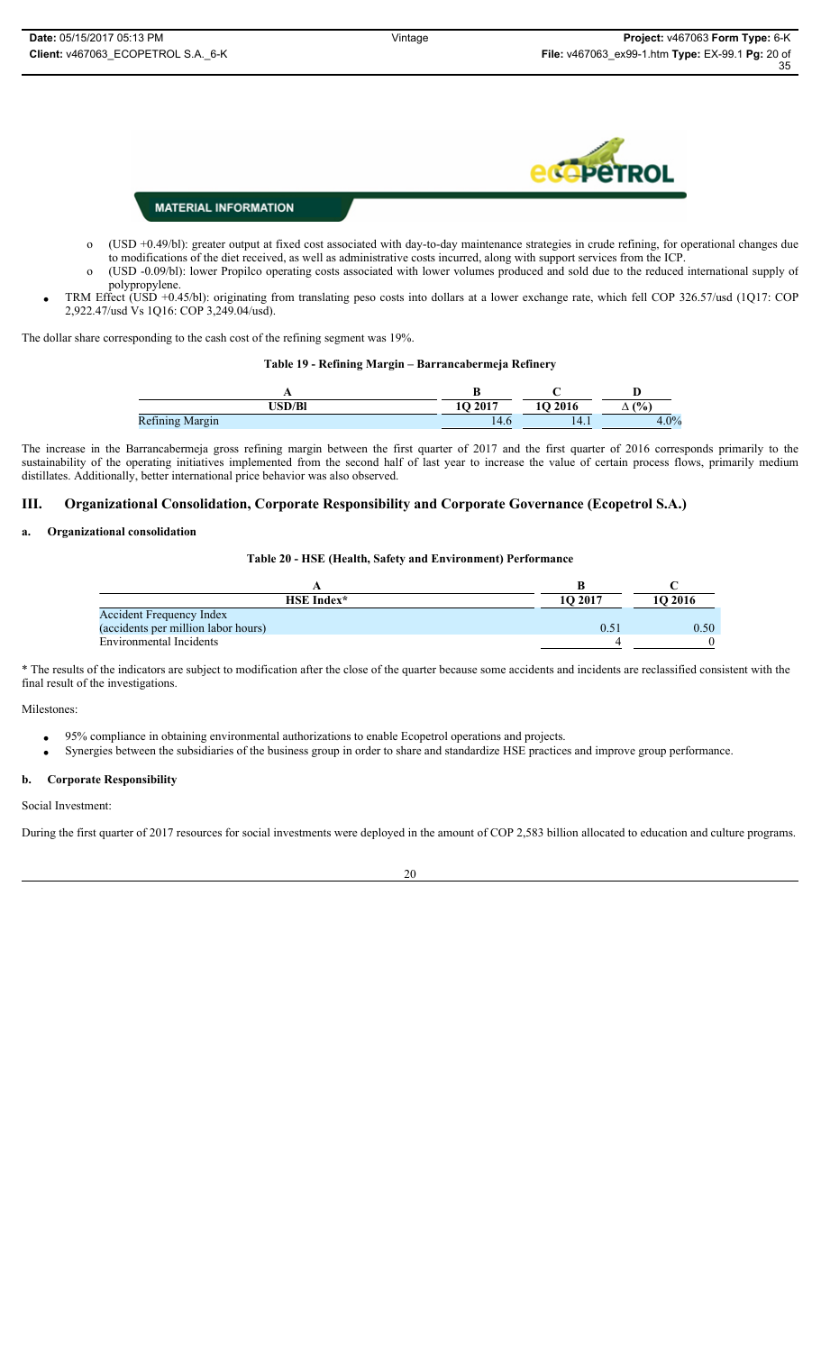- (USD +0.49/bl): greater output at fixed cost associated with day-to-day maintenance strategies in crude refining, for operational changes due to modifications of the diet received, as well as administrative costs incurred, along with support services from the ICP.
- (USD -0.09/bl): lower Propilco operating costs associated with lower volumes produced and sold due to the reduced international supply of polypropylene.

- TRM Effect (USD +0.45/bl): originating from translating peso costs into dollars at a lower exchange rate, which fell COP 326.57/usd (1Q17: COP 2,922.47/usd Vs 1Q16: COP 3,249.04/usd).

The dollar share corresponding to the cash cost of the refining segment was 19%.

**Table 19 - Refining Margin – Barrancabermeja Refinery**

| A | B | C | D |
|---|---|---|---|
| USD/Bl | 1Q 2017 | 1Q 2016 | Δ (%) |
| Refining Margin | 14.6 | 14.1 | 4.0% |

The increase in the Barrancabermeja gross refining margin between the first quarter of 2017 and the first quarter of 2016 corresponds primarily to the sustainability of the operating initiatives implemented from the second half of last year to increase the value of certain process flows, primarily medium distillates. Additionally, better international price behavior was also observed.

## III. Organizational Consolidation, Corporate Responsibility and Corporate Governance (Ecopetrol S.A.)

### a. Organizational consolidation

**Table 20 - HSE (Health, Safety and Environment) Performance**

| A | B | C |
|---|---|---|
| HSE Index* | 1Q 2017 | 1Q 2016 |
| Accident Frequency Index (accidents per million labor hours) | 0.51 | 0.50 |
| Environmental Incidents | 4 | 0 |

* The results of the indicators are subject to modification after the close of the quarter because some accidents and incidents are reclassified consistent with the final result of the investigations.

Milestones:

- 95% compliance in obtaining environmental authorizations to enable Ecopetrol operations and projects.
- Synergies between the subsidiaries of the business group in order to share and standardize HSE practices and improve group performance.

### b. Corporate Responsibility

Social Investment:

During the first quarter of 2017 resources for social investments were deployed in the amount of COP 2,583 billion allocated to education and culture programs.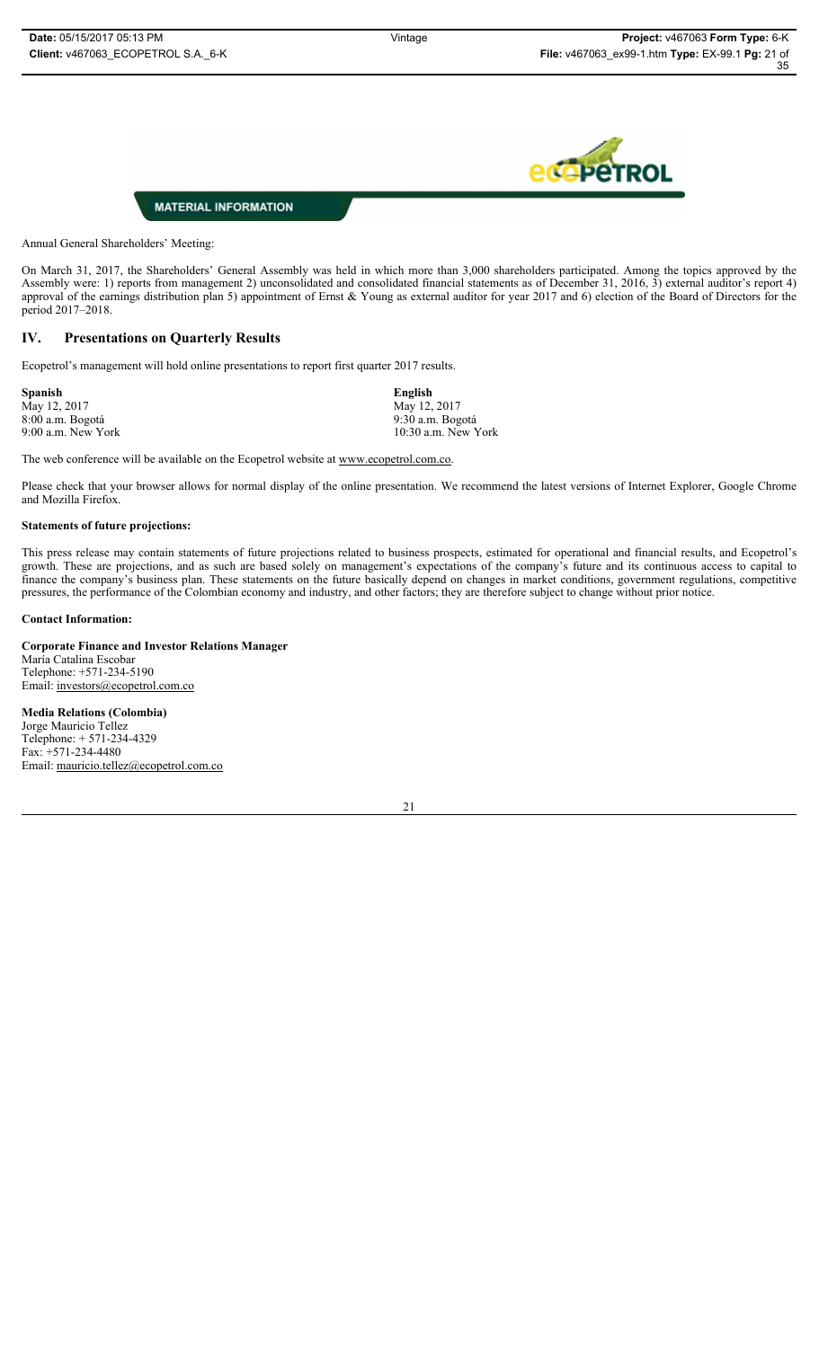**MATERIAL INFORMATION**

Annual General Shareholders' Meeting:

On March 31, 2017, the Shareholders' General Assembly was held in which more than 3,000 shareholders participated. Among the topics approved by the Assembly were: 1) reports from management 2) unconsolidated and consolidated financial statements as of December 31, 2016, 3) external auditor's report 4) approval of the earnings distribution plan 5) appointment of Ernst & Young as external auditor for year 2017 and 6) election of the Board of Directors for the period 2017–2018.

## IV. Presentations on Quarterly Results

Ecopetrol's management will hold online presentations to report first quarter 2017 results.

| **Spanish** | **English** |
|---|---|
| May 12, 2017 | May 12, 2017 |
| 8:00 a.m. Bogotá | 9:30 a.m. Bogotá |
| 9:00 a.m. New York | 10:30 a.m. New York |

The web conference will be available on the Ecopetrol website at www.ecopetrol.com.co.

Please check that your browser allows for normal display of the online presentation. We recommend the latest versions of Internet Explorer, Google Chrome and Mozilla Firefox.

**Statements of future projections:**

This press release may contain statements of future projections related to business prospects, estimated for operational and financial results, and Ecopetrol's growth. These are projections, and as such are based solely on management's expectations of the company's future and its continuous access to capital to finance the company's business plan. These statements on the future basically depend on changes in market conditions, government regulations, competitive pressures, the performance of the Colombian economy and industry, and other factors; they are therefore subject to change without prior notice.

**Contact Information:**

**Corporate Finance and Investor Relations Manager**
María Catalina Escobar
Telephone: +571-234-5190
Email: investors@ecopetrol.com.co

**Media Relations (Colombia)**
Jorge Mauricio Tellez
Telephone: + 571-234-4329
Fax: +571-234-4480
Email: mauricio.tellez@ecopetrol.com.co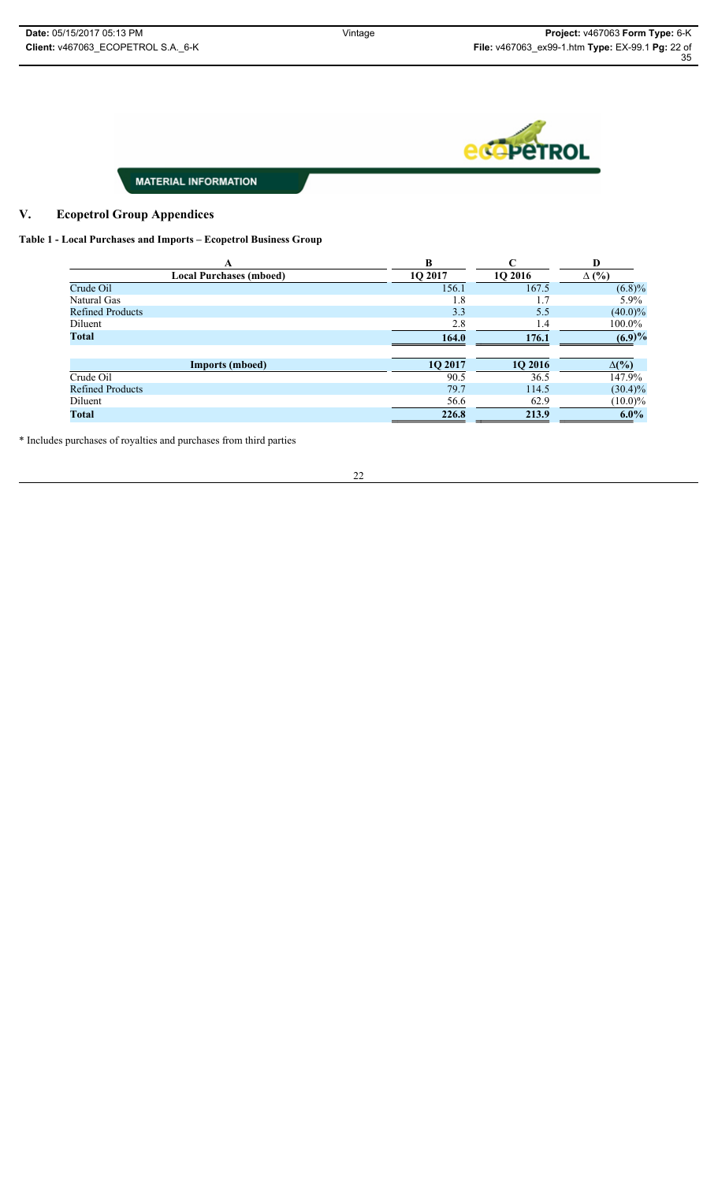MATERIAL INFORMATION

## V. Ecopetrol Group Appendices

**Table 1 - Local Purchases and Imports – Ecopetrol Business Group**

| A | B | C | D |
|---|---|---|---|
| **Local Purchases (mboed)** | **1Q 2017** | **1Q 2016** | **Δ (%)** |
| Crude Oil | 156.1 | 167.5 | (6.8)% |
| Natural Gas | 1.8 | 1.7 | 5.9% |
| Refined Products | 3.3 | 5.5 | (40.0)% |
| Diluent | 2.8 | 1.4 | 100.0% |
| **Total** | **164.0** | **176.1** | **(6.9)%** |
| | | | |
| **Imports (mboed)** | **1Q 2017** | **1Q 2016** | **Δ(%)** |
| Crude Oil | 90.5 | 36.5 | 147.9% |
| Refined Products | 79.7 | 114.5 | (30.4)% |
| Diluent | 56.6 | 62.9 | (10.0)% |
| **Total** | **226.8** | **213.9** | **6.0%** |

* Includes purchases of royalties and purchases from third parties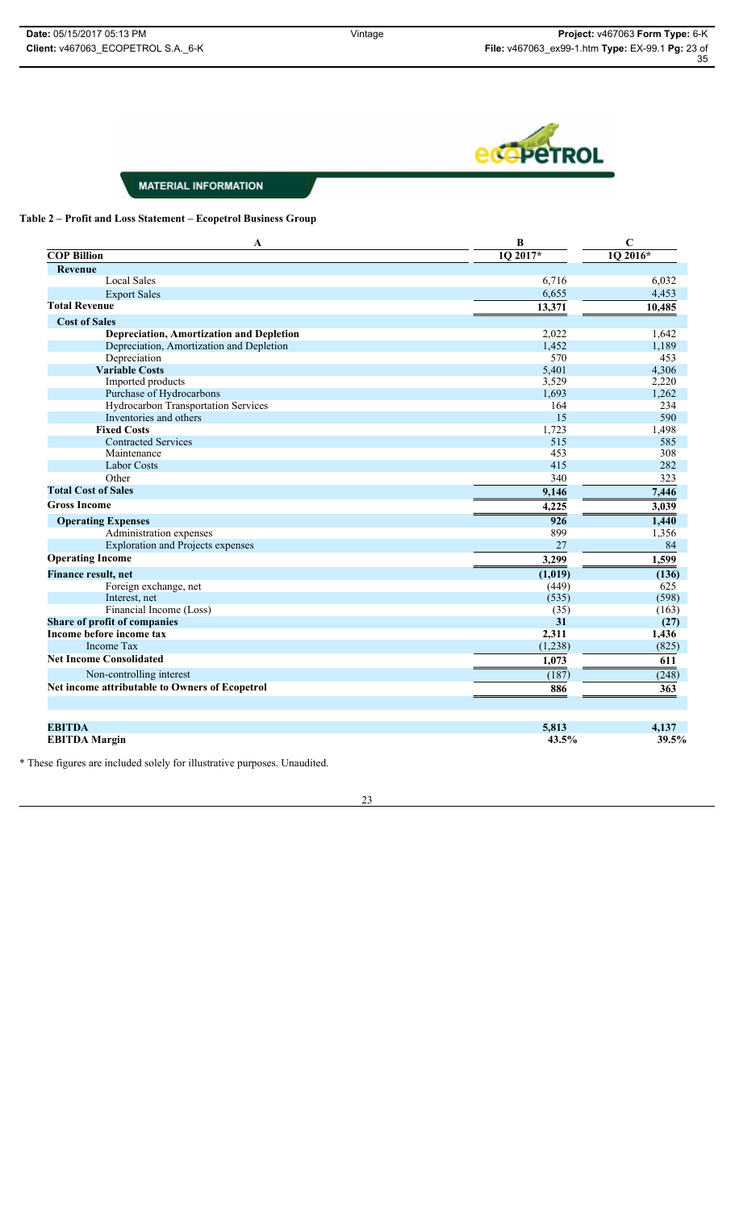MATERIAL INFORMATION

**Table 2 – Profit and Loss Statement – Ecopetrol Business Group**

| A | B | C |
|---|---|---|
| **COP Billion** | **1Q 2017*** | **1Q 2016*** |
| **Revenue** | | |
| Local Sales | 6,716 | 6,032 |
| Export Sales | 6,655 | 4,453 |
| **Total Revenue** | **13,371** | **10,485** |
| **Cost of Sales** | | |
| **Depreciation, Amortization and Depletion** | 2,022 | 1,642 |
| Depreciation, Amortization and Depletion | 1,452 | 1,189 |
| Depreciation | 570 | 453 |
| **Variable Costs** | 5,401 | 4,306 |
| Imported products | 3,529 | 2,220 |
| Purchase of Hydrocarbons | 1,693 | 1,262 |
| Hydrocarbon Transportation Services | 164 | 234 |
| Inventories and others | 15 | 590 |
| **Fixed Costs** | 1,723 | 1,498 |
| Contracted Services | 515 | 585 |
| Maintenance | 453 | 308 |
| Labor Costs | 415 | 282 |
| Other | 340 | 323 |
| **Total Cost of Sales** | **9,146** | **7,446** |
| **Gross Income** | **4,225** | **3,039** |
| **Operating Expenses** | **926** | **1,440** |
| Administration expenses | 899 | 1,356 |
| Exploration and Projects expenses | 27 | 84 |
| **Operating Income** | **3,299** | **1,599** |
| **Finance result, net** | **(1,019)** | **(136)** |
| Foreign exchange, net | (449) | 625 |
| Interest, net | (535) | (598) |
| Financial Income (Loss) | (35) | (163) |
| **Share of profit of companies** | **31** | **(27)** |
| **Income before income tax** | **2,311** | **1,436** |
| Income Tax | (1,238) | (825) |
| **Net Income Consolidated** | **1,073** | **611** |
| Non-controlling interest | (187) | (248) |
| **Net income attributable to Owners of Ecopetrol** | **886** | **363** |
| | | |
| **EBITDA** | **5,813** | **4,137** |
| **EBITDA Margin** | **43.5%** | **39.5%** |

* These figures are included solely for illustrative purposes. Unaudited.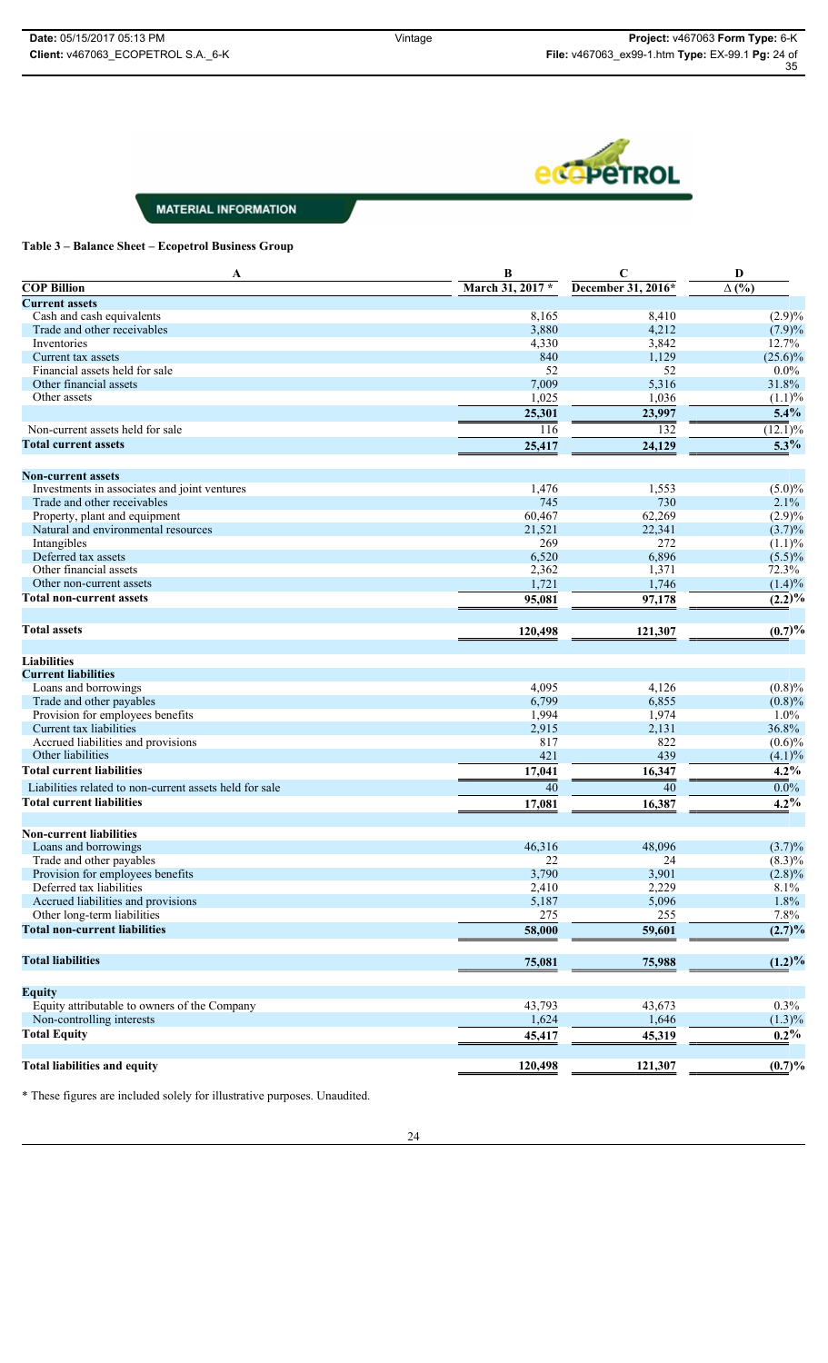MATERIAL INFORMATION

**Table 3 – Balance Sheet – Ecopetrol Business Group**

| A | B | C | D |
|---|---|---|---|
| **COP Billion** | **March 31, 2017 *** | **December 31, 2016*** | **Δ (%)** |
| **Current assets** | | | |
| Cash and cash equivalents | 8,165 | 8,410 | (2.9)% |
| Trade and other receivables | 3,880 | 4,212 | (7.9)% |
| Inventories | 4,330 | 3,842 | 12.7% |
| Current tax assets | 840 | 1,129 | (25.6)% |
| Financial assets held for sale | 52 | 52 | 0.0% |
| Other financial assets | 7,009 | 5,316 | 31.8% |
| Other assets | 1,025 | 1,036 | (1.1)% |
| | **25,301** | **23,997** | **5.4%** |
| Non-current assets held for sale | 116 | 132 | (12.1)% |
| **Total current assets** | **25,417** | **24,129** | **5.3%** |
| **Non-current assets** | | | |
| Investments in associates and joint ventures | 1,476 | 1,553 | (5.0)% |
| Trade and other receivables | 745 | 730 | 2.1% |
| Property, plant and equipment | 60,467 | 62,269 | (2.9)% |
| Natural and environmental resources | 21,521 | 22,341 | (3.7)% |
| Intangibles | 269 | 272 | (1.1)% |
| Deferred tax assets | 6,520 | 6,896 | (5.5)% |
| Other financial assets | 2,362 | 1,371 | 72.3% |
| Other non-current assets | 1,721 | 1,746 | (1.4)% |
| **Total non-current assets** | **95,081** | **97,178** | **(2.2)%** |
| **Total assets** | **120,498** | **121,307** | **(0.7)%** |
| **Liabilities** | | | |
| **Current liabilities** | | | |
| Loans and borrowings | 4,095 | 4,126 | (0.8)% |
| Trade and other payables | 6,799 | 6,855 | (0.8)% |
| Provision for employees benefits | 1,994 | 1,974 | 1.0% |
| Current tax liabilities | 2,915 | 2,131 | 36.8% |
| Accrued liabilities and provisions | 817 | 822 | (0.6)% |
| Other liabilities | 421 | 439 | (4.1)% |
| **Total current liabilities** | **17,041** | **16,347** | **4.2%** |
| Liabilities related to non-current assets held for sale | 40 | 40 | 0.0% |
| **Total current liabilities** | **17,081** | **16,387** | **4.2%** |
| **Non-current liabilities** | | | |
| Loans and borrowings | 46,316 | 48,096 | (3.7)% |
| Trade and other payables | 22 | 24 | (8.3)% |
| Provision for employees benefits | 3,790 | 3,901 | (2.8)% |
| Deferred tax liabilities | 2,410 | 2,229 | 8.1% |
| Accrued liabilities and provisions | 5,187 | 5,096 | 1.8% |
| Other long-term liabilities | 275 | 255 | 7.8% |
| **Total non-current liabilities** | **58,000** | **59,601** | **(2.7)%** |
| **Total liabilities** | **75,081** | **75,988** | **(1.2)%** |
| **Equity** | | | |
| Equity attributable to owners of the Company | 43,793 | 43,673 | 0.3% |
| Non-controlling interests | 1,624 | 1,646 | (1.3)% |
| **Total Equity** | **45,417** | **45,319** | **0.2%** |
| **Total liabilities and equity** | **120,498** | **121,307** | **(0.7)%** |

* These figures are included solely for illustrative purposes. Unaudited.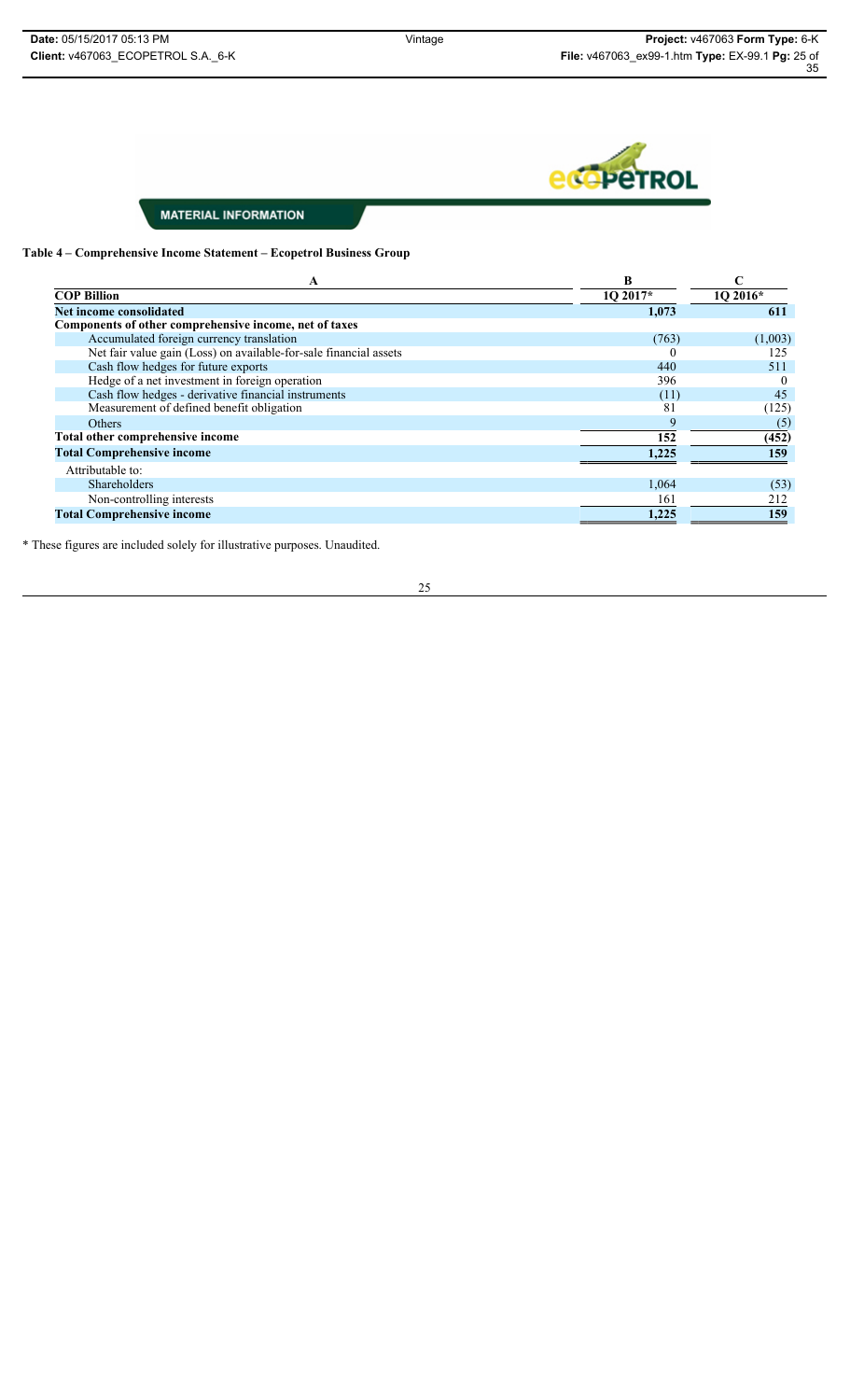**MATERIAL INFORMATION**

**Table 4 – Comprehensive Income Statement – Ecopetrol Business Group**

| A | B | C |
|---|---|---|
| **COP Billion** | 1Q 2017* | 1Q 2016* |
| **Net income consolidated** | **1,073** | **611** |
| **Components of other comprehensive income, net of taxes** | | |
| Accumulated foreign currency translation | (763) | (1,003) |
| Net fair value gain (Loss) on available-for-sale financial assets | 0 | 125 |
| Cash flow hedges for future exports | 440 | 511 |
| Hedge of a net investment in foreign operation | 396 | 0 |
| Cash flow hedges - derivative financial instruments | (11) | 45 |
| Measurement of defined benefit obligation | 81 | (125) |
| Others | 9 | (5) |
| **Total other comprehensive income** | **152** | **(452)** |
| **Total Comprehensive income** | **1,225** | **159** |
| Attributable to: | | |
| Shareholders | 1,064 | (53) |
| Non-controlling interests | 161 | 212 |
| **Total Comprehensive income** | **1,225** | **159** |

\* These figures are included solely for illustrative purposes. Unaudited.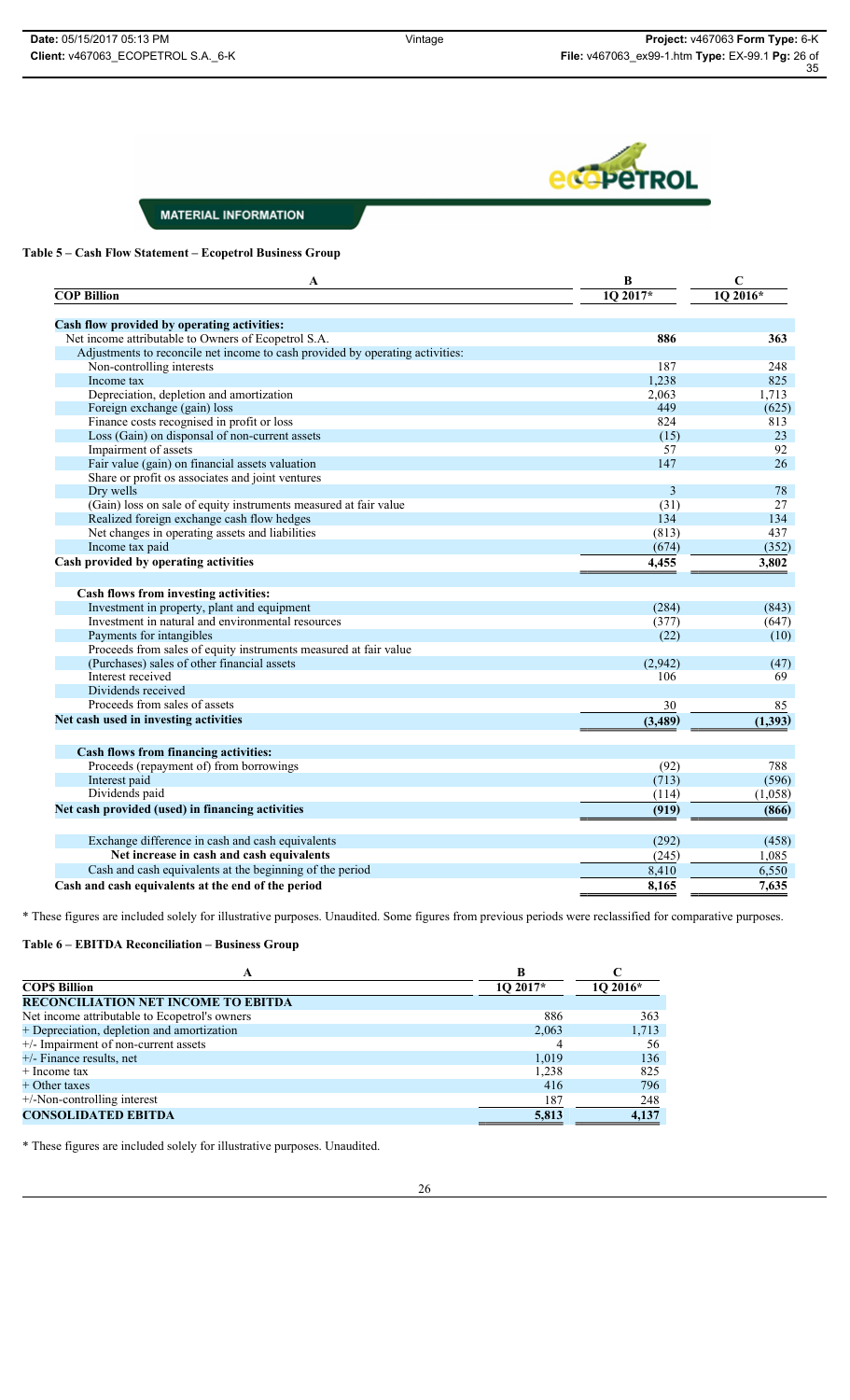**MATERIAL INFORMATION**

**Table 5 – Cash Flow Statement – Ecopetrol Business Group**

| A | B | C |
|---|---|---|
| **COP Billion** | **1Q 2017*** | **1Q 2016*** |
| **Cash flow provided by operating activities:** | | |
| Net income attributable to Owners of Ecopetrol S.A. | **886** | **363** |
| Adjustments to reconcile net income to cash provided by operating activities: | | |
| Non-controlling interests | 187 | 248 |
| Income tax | 1,238 | 825 |
| Depreciation, depletion and amortization | 2,063 | 1,713 |
| Foreign exchange (gain) loss | 449 | (625) |
| Finance costs recognised in profit or loss | 824 | 813 |
| Loss (Gain) on disposal of non-current assets | (15) | 23 |
| Impairment of assets | 57 | 92 |
| Fair value (gain) on financial assets valuation | 147 | 26 |
| Share or profit os associates and joint ventures | | |
| Dry wells | 3 | 78 |
| (Gain) loss on sale of equity instruments measured at fair value | (31) | 27 |
| Realized foreign exchange cash flow hedges | 134 | 134 |
| Net changes in operating assets and liabilities | (813) | 437 |
| Income tax paid | (674) | (352) |
| **Cash provided by operating activities** | **4,455** | **3,802** |
| **Cash flows from investing activities:** | | |
| Investment in property, plant and equipment | (284) | (843) |
| Investment in natural and environmental resources | (377) | (647) |
| Payments for intangibles | (22) | (10) |
| Proceeds from sales of equity instruments measured at fair value | | |
| (Purchases) sales of other financial assets | (2,942) | (47) |
| Interest received | 106 | 69 |
| Dividends received | | |
| Proceeds from sales of assets | 30 | 85 |
| **Net cash used in investing activities** | **(3,489)** | **(1,393)** |
| **Cash flows from financing activities:** | | |
| Proceeds (repayment of) from borrowings | (92) | 788 |
| Interest paid | (713) | (596) |
| Dividends paid | (114) | (1,058) |
| **Net cash provided (used) in financing activities** | **(919)** | **(866)** |
| Exchange difference in cash and cash equivalents | (292) | (458) |
| **Net increase in cash and cash equivalents** | (245) | 1,085 |
| Cash and cash equivalents at the beginning of the period | 8,410 | 6,550 |
| **Cash and cash equivalents at the end of the period** | **8,165** | **7,635** |

* These figures are included solely for illustrative purposes. Unaudited. Some figures from previous periods were reclassified for comparative purposes.

**Table 6 – EBITDA Reconciliation – Business Group**

| A | B | C |
|---|---|---|
| **COP$ Billion** | **1Q 2017*** | **1Q 2016*** |
| **RECONCILIATION NET INCOME TO EBITDA** | | |
| Net income attributable to Ecopetrol's owners | 886 | 363 |
| + Depreciation, depletion and amortization | 2,063 | 1,713 |
| +/- Impairment of non-current assets | 4 | 56 |
| +/- Finance results, net | 1,019 | 136 |
| + Income tax | 1,238 | 825 |
| + Other taxes | 416 | 796 |
| +/-Non-controlling interest | 187 | 248 |
| **CONSOLIDATED EBITDA** | **5,813** | **4,137** |

* These figures are included solely for illustrative purposes. Unaudited.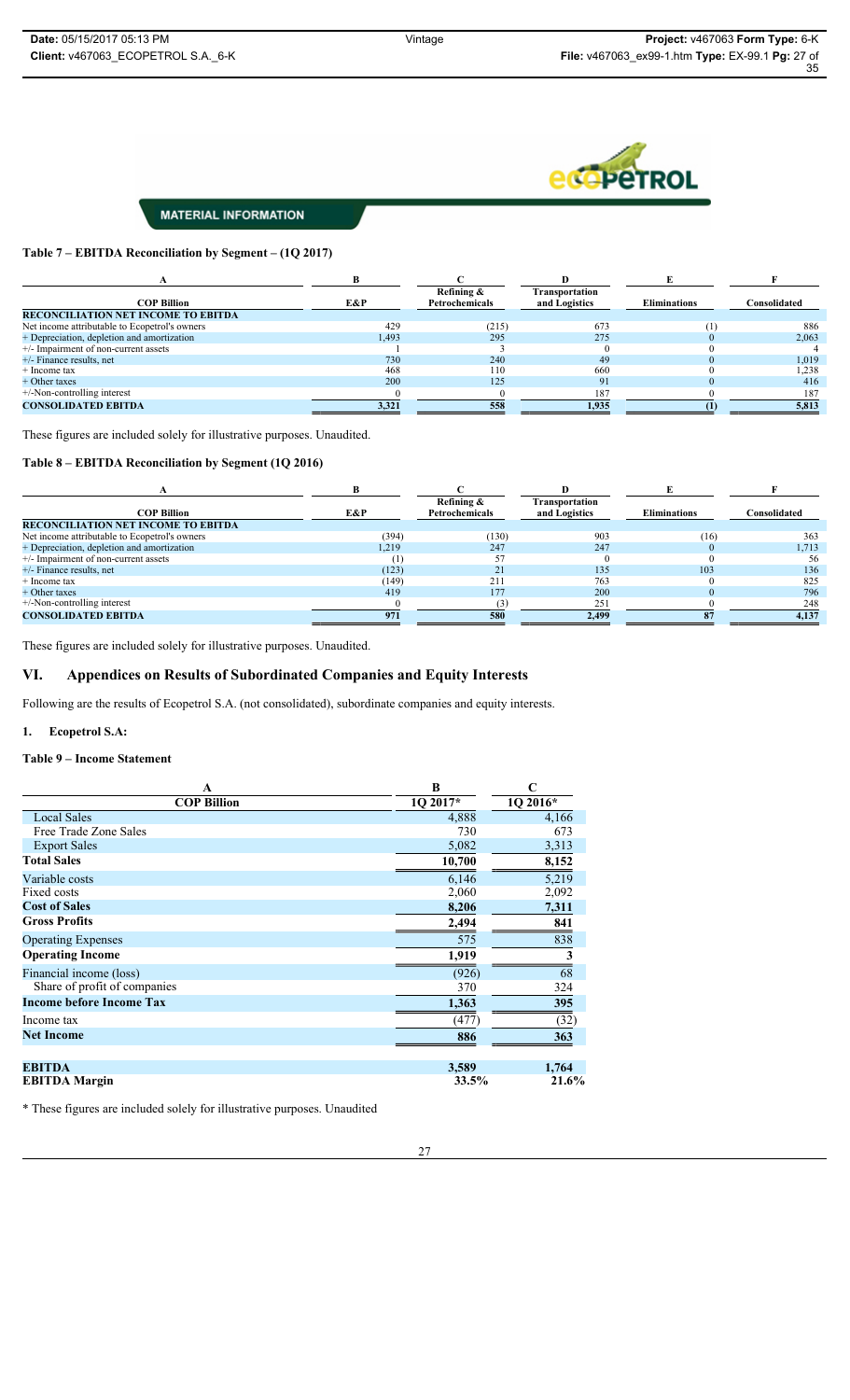**MATERIAL INFORMATION**

### Table 7 – EBITDA Reconciliation by Segment – (1Q 2017)

| A | B | C | D | E | F |
|---|---|---|---|---|---|
| **COP Billion** | **E&P** | **Refining & Petrochemicals** | **Transportation and Logistics** | **Eliminations** | **Consolidated** |
| **RECONCILIATION NET INCOME TO EBITDA** | | | | | |
| Net income attributable to Ecopetrol's owners | 429 | (215) | 673 | (1) | 886 |
| + Depreciation, depletion and amortization | 1,493 | 295 | 275 | 0 | 2,063 |
| +/- Impairment of non-current assets | 1 | 3 | 0 | 0 | 4 |
| +/- Finance results, net | 730 | 240 | 49 | 0 | 1,019 |
| + Income tax | 468 | 110 | 660 | 0 | 1,238 |
| + Other taxes | 200 | 125 | 91 | 0 | 416 |
| +/-Non-controlling interest | 0 | 0 | 187 | 0 | 187 |
| **CONSOLIDATED EBITDA** | **3,321** | **558** | **1,935** | **(1)** | **5,813** |

These figures are included solely for illustrative purposes. Unaudited.

### Table 8 – EBITDA Reconciliation by Segment (1Q 2016)

| A | B | C | D | E | F |
|---|---|---|---|---|---|
| **COP Billion** | **E&P** | **Refining & Petrochemicals** | **Transportation and Logistics** | **Eliminations** | **Consolidated** |
| **RECONCILIATION NET INCOME TO EBITDA** | | | | | |
| Net income attributable to Ecopetrol's owners | (394) | (130) | 903 | (16) | 363 |
| + Depreciation, depletion and amortization | 1,219 | 247 | 247 | 0 | 1,713 |
| +/- Impairment of non-current assets | (1) | 57 | 0 | 0 | 56 |
| +/- Finance results, net | (123) | 21 | 135 | 103 | 136 |
| + Income tax | (149) | 211 | 763 | 0 | 825 |
| + Other taxes | 419 | 177 | 200 | 0 | 796 |
| +/-Non-controlling interest | 0 | (3) | 251 | 0 | 248 |
| **CONSOLIDATED EBITDA** | **971** | **580** | **2,499** | **87** | **4,137** |

These figures are included solely for illustrative purposes. Unaudited.

## VI. Appendices on Results of Subordinated Companies and Equity Interests

Following are the results of Ecopetrol S.A. (not consolidated), subordinate companies and equity interests.

### 1. Ecopetrol S.A.:

### Table 9 – Income Statement

| A | B | C |
|---|---|---|
| **COP Billion** | **1Q 2017*** | **1Q 2016*** |
| Local Sales | 4,888 | 4,166 |
| Free Trade Zone Sales | 730 | 673 |
| Export Sales | 5,082 | 3,313 |
| **Total Sales** | **10,700** | **8,152** |
| Variable costs | 6,146 | 5,219 |
| Fixed costs | 2,060 | 2,092 |
| **Cost of Sales** | **8,206** | **7,311** |
| **Gross Profits** | **2,494** | **841** |
| Operating Expenses | 575 | 838 |
| **Operating Income** | **1,919** | **3** |
| Financial income (loss) | (926) | 68 |
| Share of profit of companies | 370 | 324 |
| **Income before Income Tax** | **1,363** | **395** |
| Income tax | (477) | (32) |
| **Net Income** | **886** | **363** |
| | | |
| **EBITDA** | **3,589** | **1,764** |
| **EBITDA Margin** | **33.5%** | **21.6%** |

* These figures are included solely for illustrative purposes. Unaudited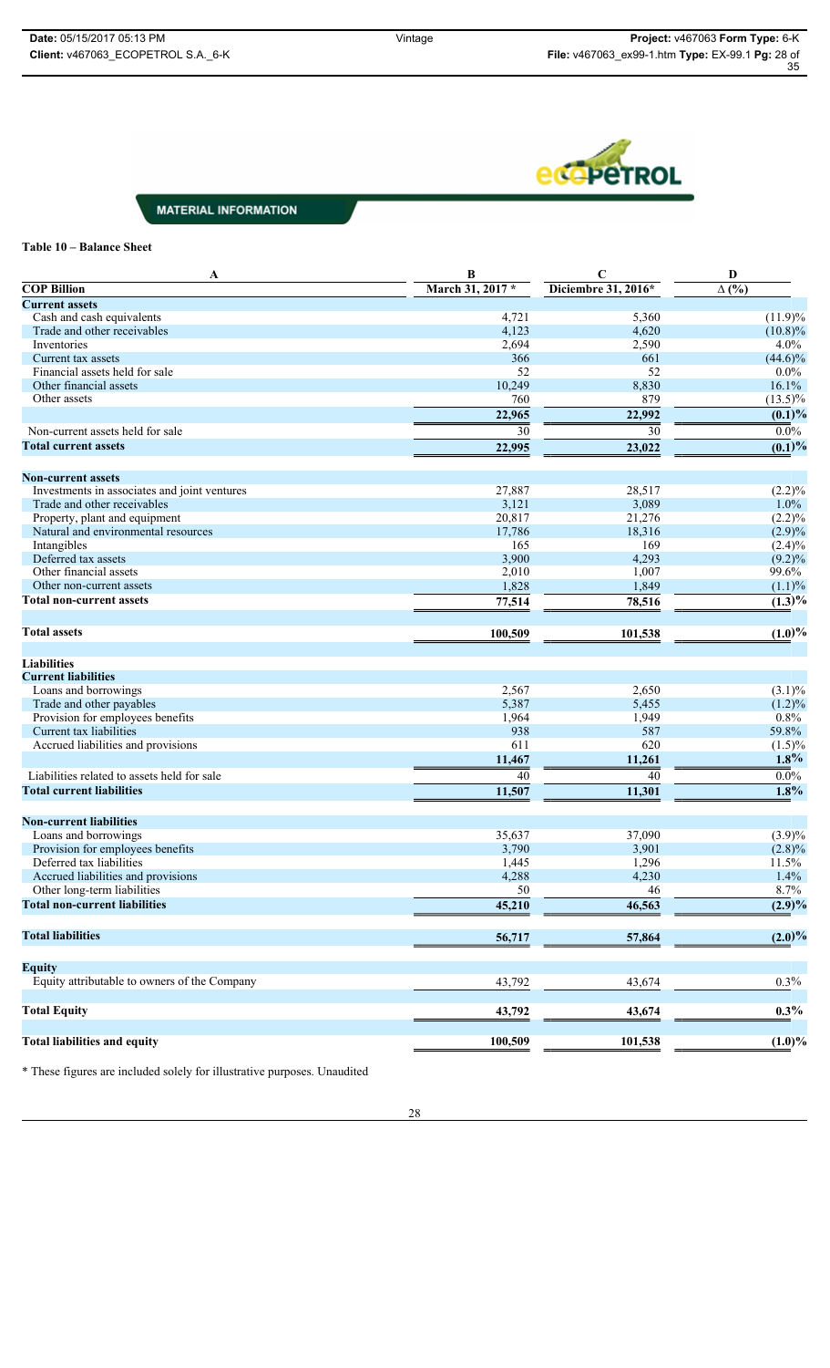**MATERIAL INFORMATION**

**Table 10 – Balance Sheet**

| A | B | C | D |
|---|---|---|---|
| **COP Billion** | **March 31, 2017 *** | **Diciembre 31, 2016*** | **Δ (%)** |
| **Current assets** | | | |
| Cash and cash equivalents | 4,721 | 5,360 | (11.9)% |
| Trade and other receivables | 4,123 | 4,620 | (10.8)% |
| Inventories | 2,694 | 2,590 | 4.0% |
| Current tax assets | 366 | 661 | (44.6)% |
| Financial assets held for sale | 52 | 52 | 0.0% |
| Other financial assets | 10,249 | 8,830 | 16.1% |
| Other assets | 760 | 879 | (13.5)% |
| | **22,965** | **22,992** | **(0.1)%** |
| Non-current assets held for sale | 30 | 30 | 0.0% |
| **Total current assets** | **22,995** | **23,022** | **(0.1)%** |
| **Non-current assets** | | | |
| Investments in associates and joint ventures | 27,887 | 28,517 | (2.2)% |
| Trade and other receivables | 3,121 | 3,089 | 1.0% |
| Property, plant and equipment | 20,817 | 21,276 | (2.2)% |
| Natural and environmental resources | 17,786 | 18,316 | (2.9)% |
| Intangibles | 165 | 169 | (2.4)% |
| Deferred tax assets | 3,900 | 4,293 | (9.2)% |
| Other financial assets | 2,010 | 1,007 | 99.6% |
| Other non-current assets | 1,828 | 1,849 | (1.1)% |
| **Total non-current assets** | **77,514** | **78,516** | **(1.3)%** |
| **Total assets** | **100,509** | **101,538** | **(1.0)%** |
| **Liabilities** | | | |
| **Current liabilities** | | | |
| Loans and borrowings | 2,567 | 2,650 | (3.1)% |
| Trade and other payables | 5,387 | 5,455 | (1.2)% |
| Provision for employees benefits | 1,964 | 1,949 | 0.8% |
| Current tax liabilities | 938 | 587 | 59.8% |
| Accrued liabilities and provisions | 611 | 620 | (1.5)% |
| | **11,467** | **11,261** | **1.8%** |
| Liabilities related to assets held for sale | 40 | 40 | 0.0% |
| **Total current liabilities** | **11,507** | **11,301** | **1.8%** |
| **Non-current liabilities** | | | |
| Loans and borrowings | 35,637 | 37,090 | (3.9)% |
| Provision for employees benefits | 3,790 | 3,901 | (2.8)% |
| Deferred tax liabilities | 1,445 | 1,296 | 11.5% |
| Accrued liabilities and provisions | 4,288 | 4,230 | 1.4% |
| Other long-term liabilities | 50 | 46 | 8.7% |
| **Total non-current liabilities** | **45,210** | **46,563** | **(2.9)%** |
| **Total liabilities** | **56,717** | **57,864** | **(2.0)%** |
| **Equity** | | | |
| Equity attributable to owners of the Company | 43,792 | 43,674 | 0.3% |
| **Total Equity** | **43,792** | **43,674** | **0.3%** |
| **Total liabilities and equity** | **100,509** | **101,538** | **(1.0)%** |

* These figures are included solely for illustrative purposes. Unaudited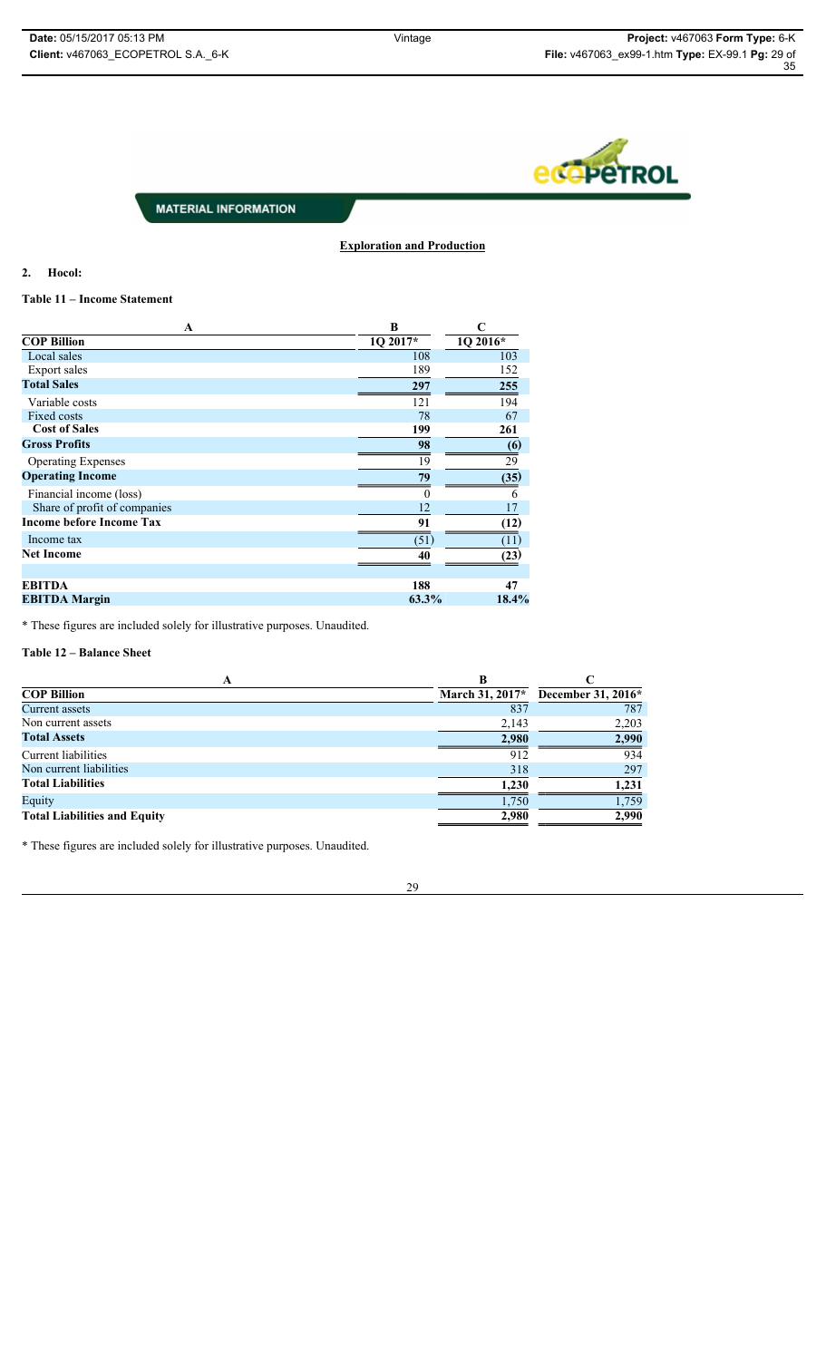**MATERIAL INFORMATION**

**Exploration and Production**

**2. Hocol:**

**Table 11 – Income Statement**

| A | B | C |
|---|---|---|
| **COP Billion** | **1Q 2017*** | **1Q 2016*** |
| Local sales | 108 | 103 |
| Export sales | 189 | 152 |
| **Total Sales** | **297** | **255** |
| Variable costs | 121 | 194 |
| Fixed costs | 78 | 67 |
| **Cost of Sales** | **199** | **261** |
| **Gross Profits** | **98** | **(6)** |
| Operating Expenses | 19 | 29 |
| **Operating Income** | **79** | **(35)** |
| Financial income (loss) | 0 | 6 |
| Share of profit of companies | 12 | 17 |
| **Income before Income Tax** | **91** | **(12)** |
| Income tax | (51) | (11) |
| **Net Income** | **40** | **(23)** |
| | | |
| **EBITDA** | **188** | **47** |
| **EBITDA Margin** | **63.3%** | **18.4%** |

\* These figures are included solely for illustrative purposes. Unaudited.

**Table 12 – Balance Sheet**

| A | B | C |
|---|---|---|
| **COP Billion** | **March 31, 2017*** | **December 31, 2016*** |
| Current assets | 837 | 787 |
| Non current assets | 2,143 | 2,203 |
| **Total Assets** | **2,980** | **2,990** |
| Current liabilities | 912 | 934 |
| Non current liabilities | 318 | 297 |
| **Total Liabilities** | **1,230** | **1,231** |
| Equity | 1,750 | 1,759 |
| **Total Liabilities and Equity** | **2,980** | **2,990** |

\* These figures are included solely for illustrative purposes. Unaudited.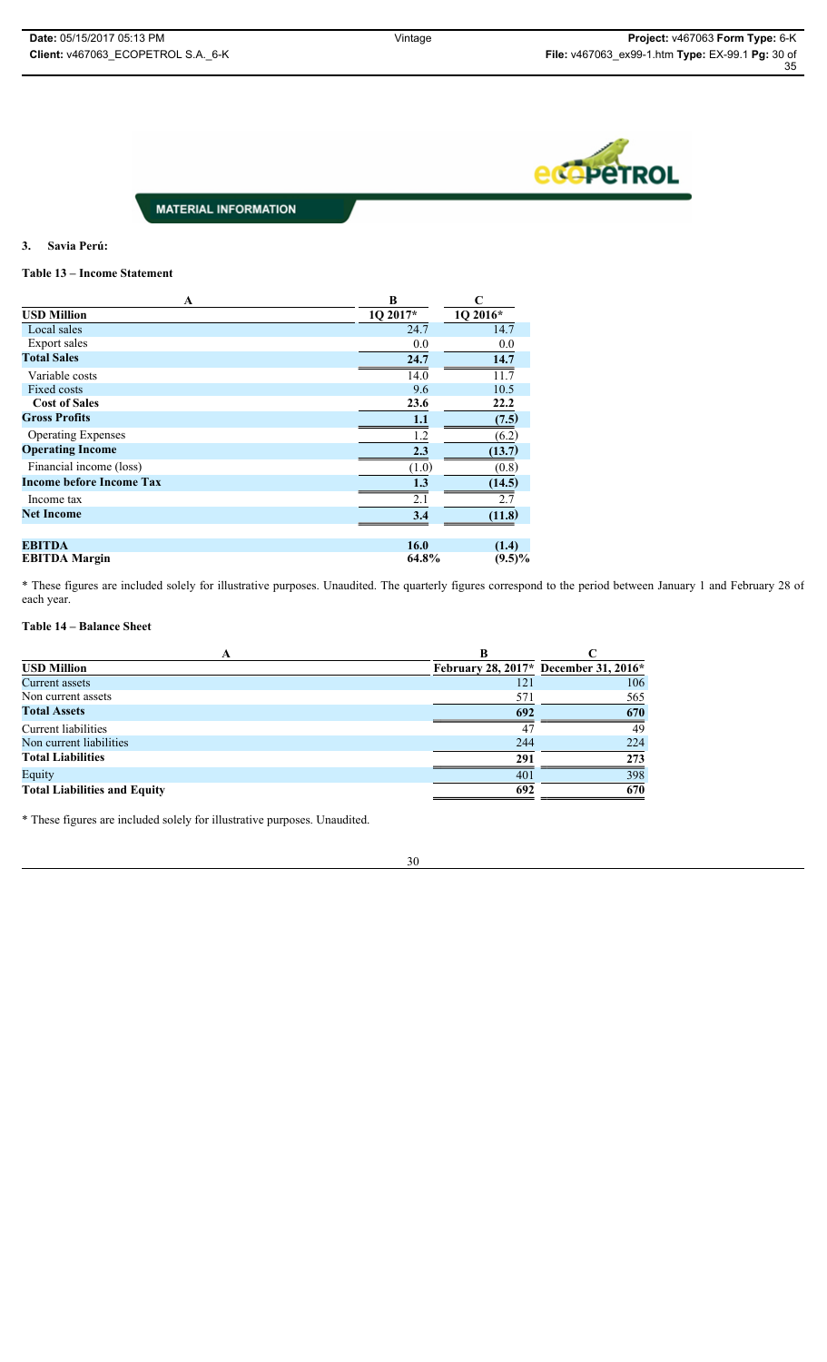MATERIAL INFORMATION

### 3. Savia Perú:

**Table 13 – Income Statement**

| A | B | C |
|---|---|---|
| **USD Million** | **1Q 2017*** | **1Q 2016*** |
| Local sales | 24.7 | 14.7 |
| Export sales | 0.0 | 0.0 |
| **Total Sales** | **24.7** | **14.7** |
| Variable costs | 14.0 | 11.7 |
| Fixed costs | 9.6 | 10.5 |
| **Cost of Sales** | **23.6** | **22.2** |
| **Gross Profits** | **1.1** | **(7.5)** |
| Operating Expenses | 1.2 | (6.2) |
| **Operating Income** | **2.3** | **(13.7)** |
| Financial income (loss) | (1.0) | (0.8) |
| **Income before Income Tax** | **1.3** | **(14.5)** |
| Income tax | 2.1 | 2.7 |
| **Net Income** | **3.4** | **(11.8)** |
| | | |
| **EBITDA** | **16.0** | **(1.4)** |
| **EBITDA Margin** | **64.8%** | **(9.5)%** |

* These figures are included solely for illustrative purposes. Unaudited. The quarterly figures correspond to the period between January 1 and February 28 of each year.

**Table 14 – Balance Sheet**

| A | B | C |
|---|---|---|
| **USD Million** | **February 28, 2017*** | **December 31, 2016*** |
| Current assets | 121 | 106 |
| Non current assets | 571 | 565 |
| **Total Assets** | **692** | **670** |
| Current liabilities | 47 | 49 |
| Non current liabilities | 244 | 224 |
| **Total Liabilities** | **291** | **273** |
| Equity | 401 | 398 |
| **Total Liabilities and Equity** | **692** | **670** |

* These figures are included solely for illustrative purposes. Unaudited.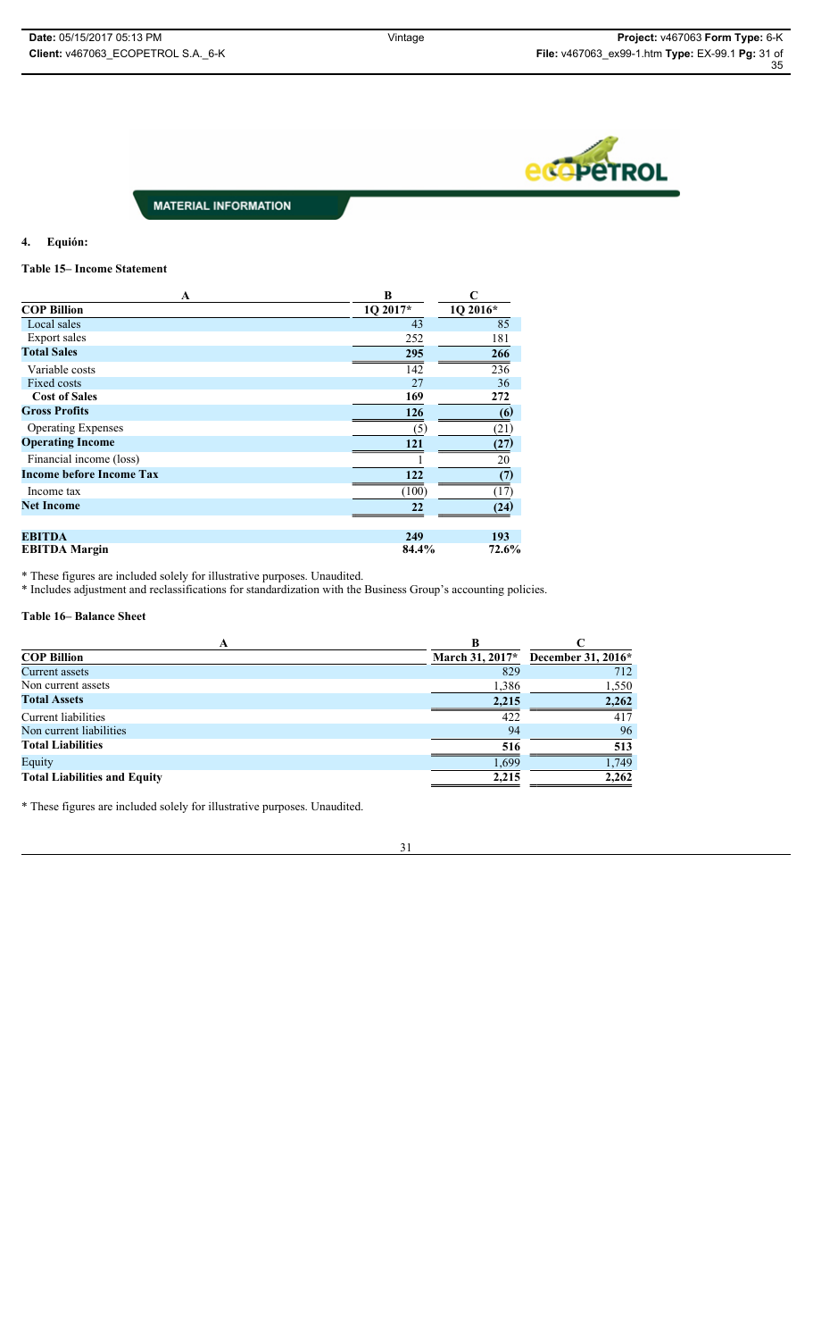MATERIAL INFORMATION

## 4. Equión:

**Table 15– Income Statement**

| A | B | C |
|---|---|---|
| **COP Billion** | **1Q 2017*** | **1Q 2016*** |
| Local sales | 43 | 85 |
| Export sales | 252 | 181 |
| **Total Sales** | **295** | **266** |
| Variable costs | 142 | 236 |
| Fixed costs | 27 | 36 |
| **Cost of Sales** | **169** | **272** |
| **Gross Profits** | **126** | **(6)** |
| Operating Expenses | (5) | (21) |
| **Operating Income** | **121** | **(27)** |
| Financial income (loss) | 1 | 20 |
| **Income before Income Tax** | **122** | **(7)** |
| Income tax | (100) | (17) |
| **Net Income** | **22** | **(24)** |
| | | |
| **EBITDA** | **249** | **193** |
| **EBITDA Margin** | **84.4%** | **72.6%** |

* These figures are included solely for illustrative purposes. Unaudited.

* Includes adjustment and reclassifications for standardization with the Business Group's accounting policies.

**Table 16– Balance Sheet**

| A | B | C |
|---|---|---|
| **COP Billion** | **March 31, 2017*** | **December 31, 2016*** |
| Current assets | 829 | 712 |
| Non current assets | 1,386 | 1,550 |
| **Total Assets** | **2,215** | **2,262** |
| Current liabilities | 422 | 417 |
| Non current liabilities | 94 | 96 |
| **Total Liabilities** | **516** | **513** |
| Equity | 1,699 | 1,749 |
| **Total Liabilities and Equity** | **2,215** | **2,262** |

* These figures are included solely for illustrative purposes. Unaudited.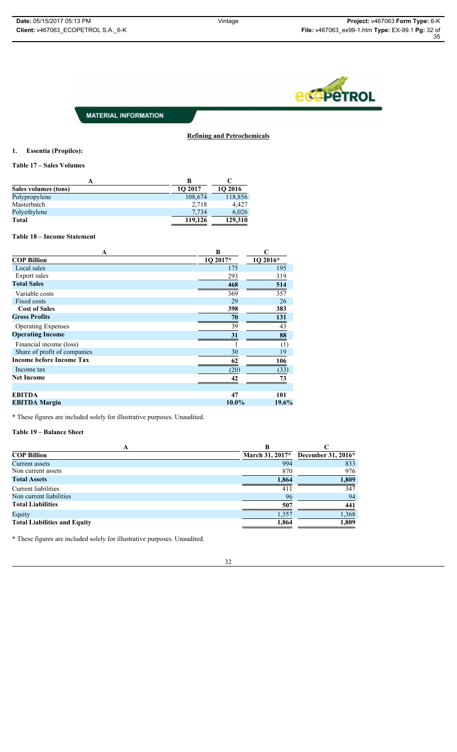MATERIAL INFORMATION

**Refining and Petrochemicals**

## 1. Essentia (Propilco):

**Table 17 – Sales Volumes**

| A | B | C |
|---|---|---|
| **Sales volumes (tons)** | **1Q 2017** | **1Q 2016** |
| Polypropylene | 108,674 | 118,856 |
| Masterbatch | 2,718 | 4,427 |
| Polyethylene | 7,734 | 6,026 |
| **Total** | **119,126** | **129,310** |

**Table 18 – Income Statement**

| A | B | C |
|---|---|---|
| **COP Billion** | **1Q 2017*** | **1Q 2016*** |
| Local sales | 175 | 195 |
| Export sales | 293 | 319 |
| **Total Sales** | **468** | **514** |
| Variable costs | 369 | 357 |
| Fixed costs | 29 | 26 |
| **Cost of Sales** | **398** | **383** |
| **Gross Profits** | **70** | **131** |
| Operating Expenses | 39 | 43 |
| **Operating Income** | **31** | **88** |
| Financial income (loss) | 1 | (1) |
| Share of profit of companies | 30 | 19 |
| **Income before Income Tax** | **62** | **106** |
| Income tax | (20) | (33) |
| **Net Income** | **42** | **73** |
| | | |
| **EBITDA** | **47** | **101** |
| **EBITDA Margin** | **10.0%** | **19.6%** |

\* These figures are included solely for illustrative purposes. Unaudited.

**Table 19 – Balance Sheet**

| A | B | C |
|---|---|---|
| **COP Billion** | **March 31, 2017*** | **December 31, 2016*** |
| Current assets | 994 | 833 |
| Non current assets | 870 | 976 |
| **Total Assets** | **1,864** | **1,809** |
| Current liabilities | 411 | 347 |
| Non current liabilities | 96 | 94 |
| **Total Liabilities** | **507** | **441** |
| Equity | 1,357 | 1,368 |
| **Total Liabilities and Equity** | **1,864** | **1,809** |

\* These figures are included solely for illustrative purposes. Unaudited.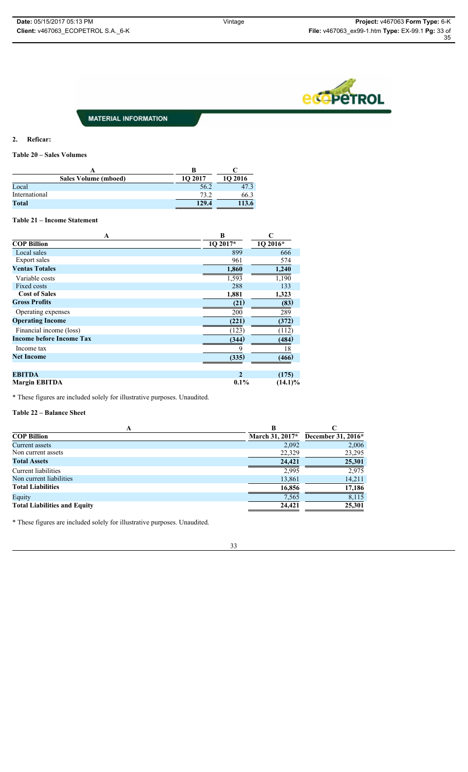**MATERIAL INFORMATION**

**2. Reficar:**

**Table 20 – Sales Volumes**

| A | B | C |
|---|---|---|
| **Sales Volume (mboed)** | **1Q 2017** | **1Q 2016** |
| Local | 56.2 | 47.3 |
| International | 73.2 | 66.3 |
| **Total** | **129.4** | **113.6** |

**Table 21 – Income Statement**

| A | B | C |
|---|---|---|
| **COP Billion** | **1Q 2017*** | **1Q 2016*** |
| Local sales | 899 | 666 |
| Export sales | 961 | 574 |
| **Ventas Totales** | **1,860** | **1,240** |
| Variable costs | 1,593 | 1,190 |
| Fixed costs | 288 | 133 |
| **Cost of Sales** | **1,881** | **1,323** |
| **Gross Profits** | **(21)** | **(83)** |
| Operating expenses | 200 | 289 |
| **Operating Income** | **(221)** | **(372)** |
| Financial income (loss) | (123) | (112) |
| **Income before Income Tax** | **(344)** | **(484)** |
| Income tax | 9 | 18 |
| **Net Income** | **(335)** | **(466)** |
| | | |
| **EBITDA** | **2** | **(175)** |
| **Margin EBITDA** | **0.1%** | **(14.1)%** |

* These figures are included solely for illustrative purposes. Unaudited.

**Table 22 – Balance Sheet**

| A | B | C |
|---|---|---|
| **COP Billion** | **March 31, 2017*** | **December 31, 2016*** |
| Current assets | 2,092 | 2,006 |
| Non current assets | 22,329 | 23,295 |
| **Total Assets** | **24,421** | **25,301** |
| Current liabilities | 2,995 | 2,975 |
| Non current liabilities | 13,861 | 14,211 |
| **Total Liabilities** | **16,856** | **17,186** |
| Equity | 7,565 | 8,115 |
| **Total Liabilities and Equity** | **24,421** | **25,301** |

* These figures are included solely for illustrative purposes. Unaudited.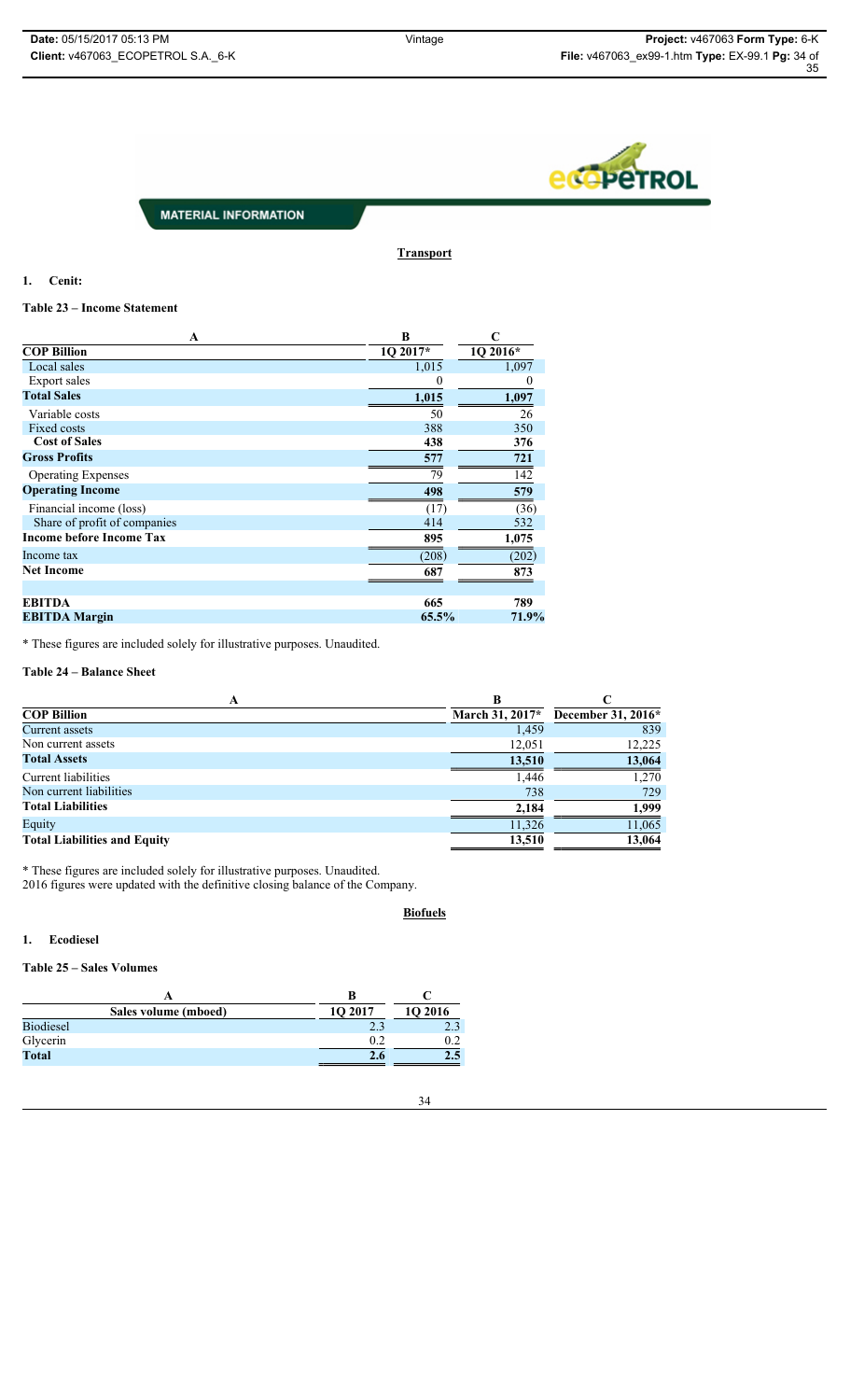**MATERIAL INFORMATION**

**Transport**

## 1. Cenit:

**Table 23 – Income Statement**

| A | B | C |
|---|---|---|
| **COP Billion** | **1Q 2017*** | **1Q 2016*** |
| Local sales | 1,015 | 1,097 |
| Export sales | 0 | 0 |
| **Total Sales** | **1,015** | **1,097** |
| Variable costs | 50 | 26 |
| Fixed costs | 388 | 350 |
| **Cost of Sales** | **438** | **376** |
| **Gross Profits** | **577** | **721** |
| Operating Expenses | 79 | 142 |
| **Operating Income** | **498** | **579** |
| Financial income (loss) | (17) | (36) |
| Share of profit of companies | 414 | 532 |
| **Income before Income Tax** | **895** | **1,075** |
| Income tax | (208) | (202) |
| **Net Income** | **687** | **873** |
| | | |
| **EBITDA** | **665** | **789** |
| **EBITDA Margin** | **65.5%** | **71.9%** |

\* These figures are included solely for illustrative purposes. Unaudited.

**Table 24 – Balance Sheet**

| A | B | C |
|---|---|---|
| **COP Billion** | **March 31, 2017*** | **December 31, 2016*** |
| Current assets | 1,459 | 839 |
| Non current assets | 12,051 | 12,225 |
| **Total Assets** | **13,510** | **13,064** |
| Current liabilities | 1,446 | 1,270 |
| Non current liabilities | 738 | 729 |
| **Total Liabilities** | **2,184** | **1,999** |
| Equity | 11,326 | 11,065 |
| **Total Liabilities and Equity** | **13,510** | **13,064** |

\* These figures are included solely for illustrative purposes. Unaudited.
2016 figures were updated with the definitive closing balance of the Company.

**Biofuels**

## 1. Ecodiesel

**Table 25 – Sales Volumes**

| A | B | C |
|---|---|---|
| **Sales volume (mboed)** | **1Q 2017** | **1Q 2016** |
| Biodiesel | 2.3 | 2.3 |
| Glycerin | 0.2 | 0.2 |
| **Total** | **2.6** | **2.5** |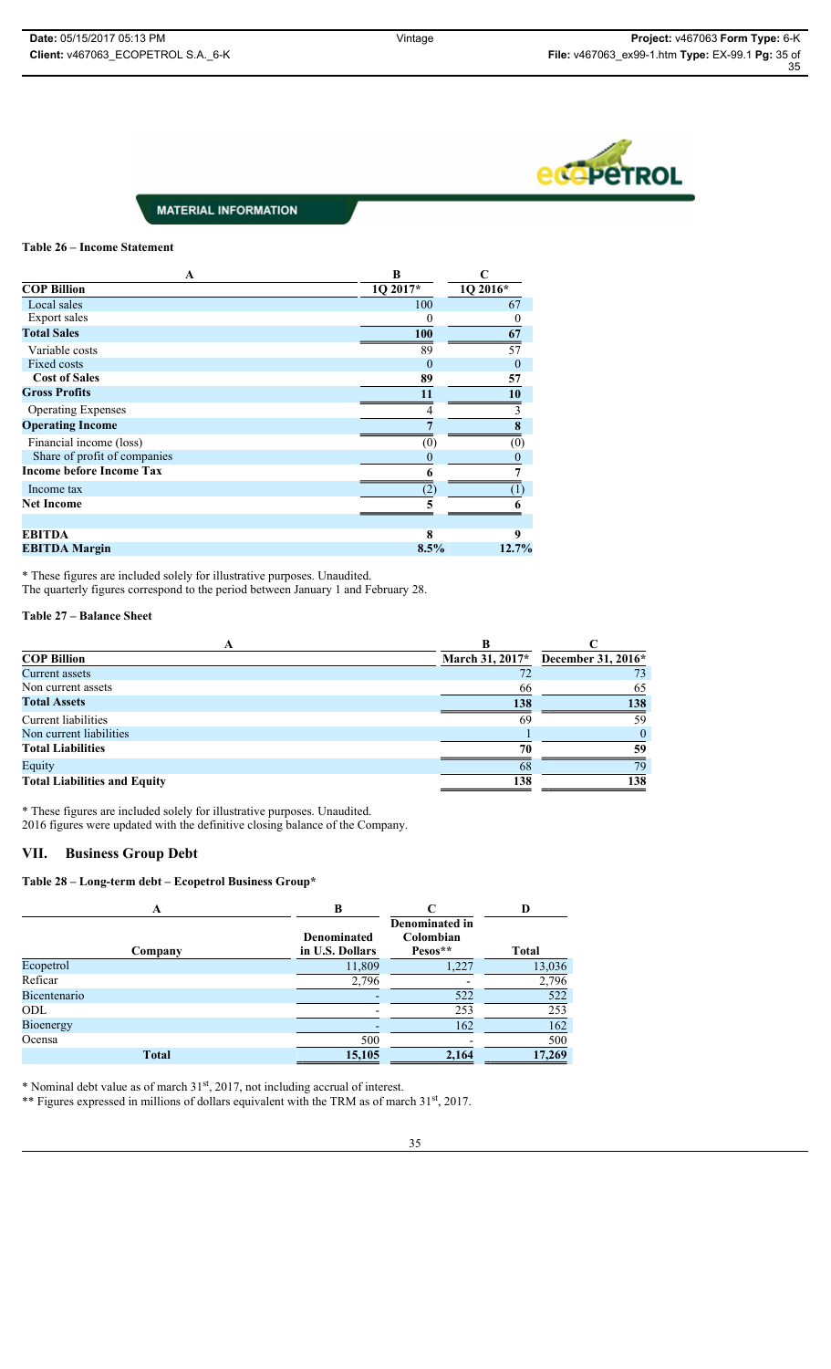MATERIAL INFORMATION

**Table 26 – Income Statement**

| A | B | C |
|---|---|---|
| **COP Billion** | **1Q 2017*** | **1Q 2016*** |
| Local sales | 100 | 67 |
| Export sales | 0 | 0 |
| **Total Sales** | **100** | **67** |
| Variable costs | 89 | 57 |
| Fixed costs | 0 | 0 |
| **Cost of Sales** | **89** | **57** |
| **Gross Profits** | **11** | **10** |
| Operating Expenses | 4 | 3 |
| **Operating Income** | **7** | **8** |
| Financial income (loss) | (0) | (0) |
| Share of profit of companies | 0 | 0 |
| **Income before Income Tax** | **6** | **7** |
| Income tax | (2) | (1) |
| **Net Income** | **5** | **6** |
| | | |
| **EBITDA** | **8** | **9** |
| **EBITDA Margin** | **8.5%** | **12.7%** |

* These figures are included solely for illustrative purposes. Unaudited.
The quarterly figures correspond to the period between January 1 and February 28.

**Table 27 – Balance Sheet**

| A | B | C |
|---|---|---|
| **COP Billion** | **March 31, 2017*** | **December 31, 2016*** |
| Current assets | 72 | 73 |
| Non current assets | 66 | 65 |
| **Total Assets** | **138** | **138** |
| Current liabilities | 69 | 59 |
| Non current liabilities | 1 | 0 |
| **Total Liabilities** | **70** | **59** |
| Equity | 68 | 79 |
| **Total Liabilities and Equity** | **138** | **138** |

* These figures are included solely for illustrative purposes. Unaudited.
2016 figures were updated with the definitive closing balance of the Company.

## VII. Business Group Debt

**Table 28 – Long-term debt – Ecopetrol Business Group***

| A | B | C | D |
|---|---|---|---|
| **Company** | **Denominated in U.S. Dollars** | **Denominated in Colombian Pesos**** | **Total** |
| Ecopetrol | 11,809 | 1,227 | 13,036 |
| Reficar | 2,796 | - | 2,796 |
| Bicentenario | - | 522 | 522 |
| ODL | - | 253 | 253 |
| Bioenergy | - | 162 | 162 |
| Ocensa | 500 | - | 500 |
| **Total** | **15,105** | **2,164** | **17,269** |

* Nominal debt value as of march 31st, 2017, not including accrual of interest.
** Figures expressed in millions of dollars equivalent with the TRM as of march 31st, 2017.